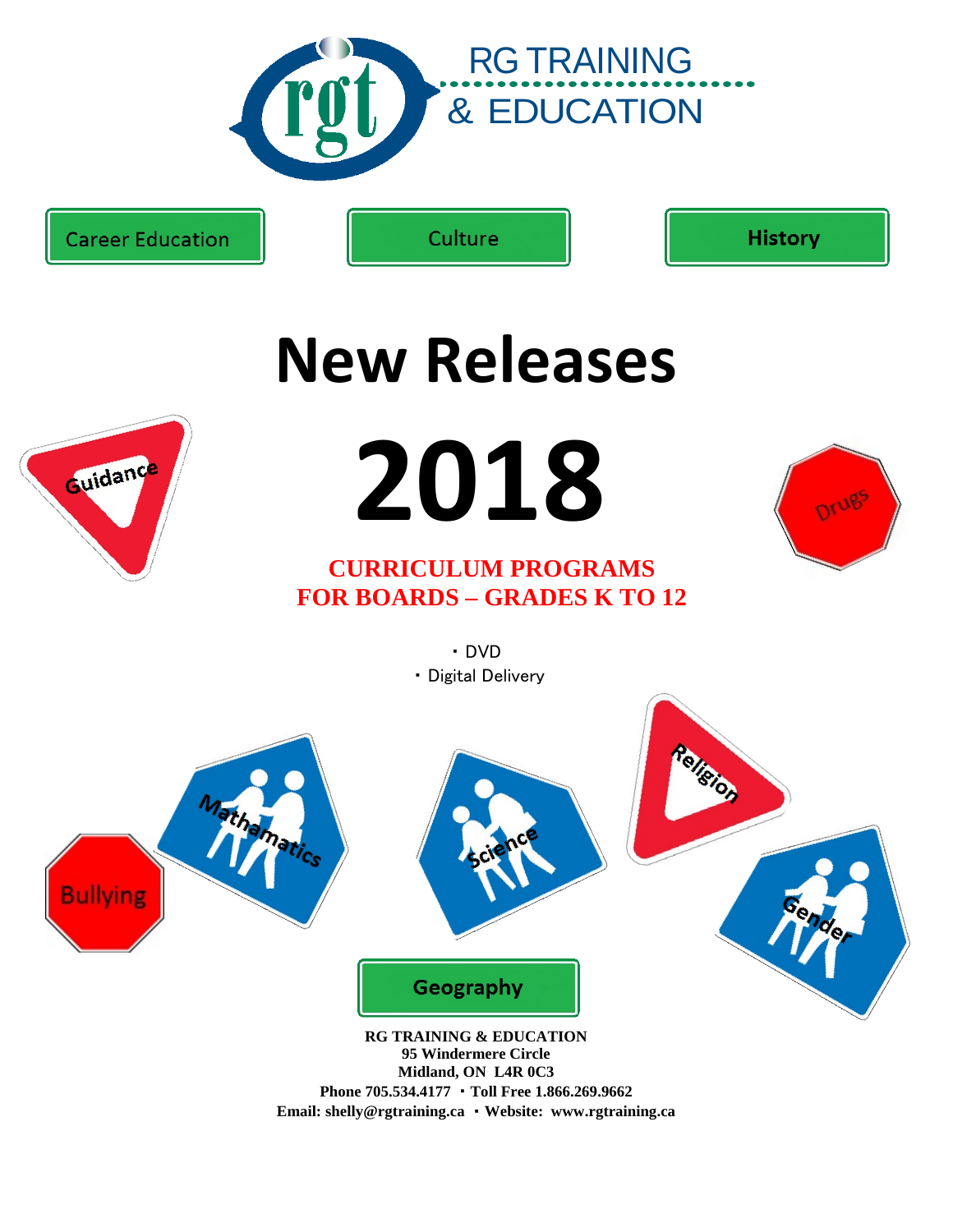RG TRAINING & EDUCATION

Career Education | Culture | History

# New Releases

# 2018

Guidance

Drugs

**CURRICULUM PROGRAMS**
**FOR BOARDS – GRADES K TO 12**

- DVD
- Digital Delivery

Mathamatics

Science

Religion

Bullying

Gender

Geography

**RG TRAINING & EDUCATION**
**95 Windermere Circle**
**Midland, ON L4R 0C3**
**Phone 705.534.4177 ・ Toll Free 1.866.269.9662**
**Email: shelly@rgtraining.ca ・ Website: www.rgtraining.ca**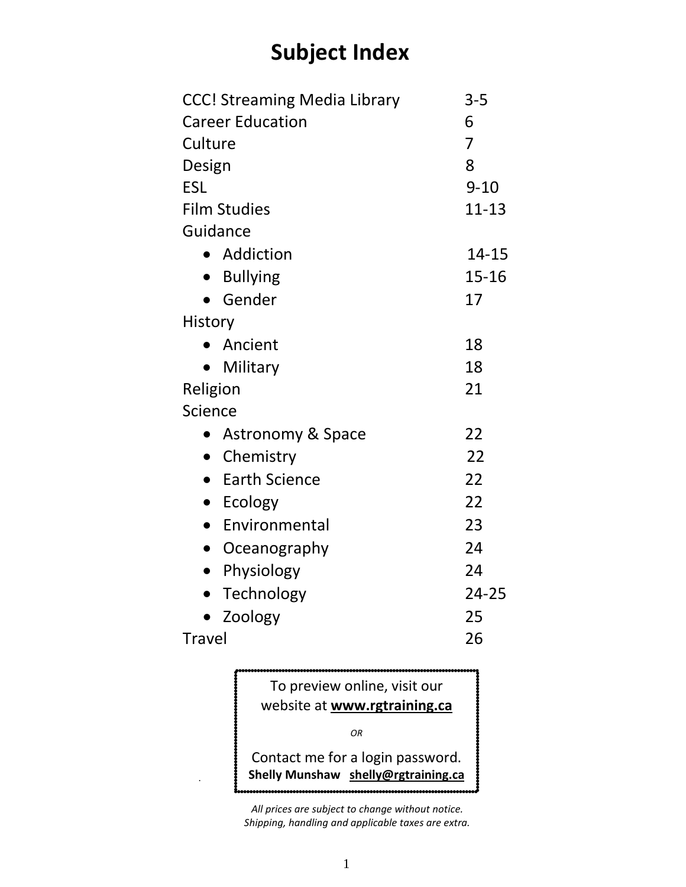# Subject Index

| | |
|---|---|
| CCC! Streaming Media Library | 3-5 |
| Career Education | 6 |
| Culture | 7 |
| Design | 8 |
| ESL | 9-10 |
| Film Studies | 11-13 |
| Guidance | |
| • Addiction | 14-15 |
| • Bullying | 15-16 |
| • Gender | 17 |
| History | |
| • Ancient | 18 |
| • Military | 18 |
| Religion | 21 |
| Science | |
| • Astronomy & Space | 22 |
| • Chemistry | 22 |
| • Earth Science | 22 |
| • Ecology | 22 |
| • Environmental | 23 |
| • Oceanography | 24 |
| • Physiology | 24 |
| • Technology | 24-25 |
| • Zoology | 25 |
| Travel | 26 |

To preview online, visit our website at **www.rgtraining.ca**

*OR*

Contact me for a login password.
**Shelly Munshaw** **shelly@rgtraining.ca**

*All prices are subject to change without notice.*
*Shipping, handling and applicable taxes are extra.*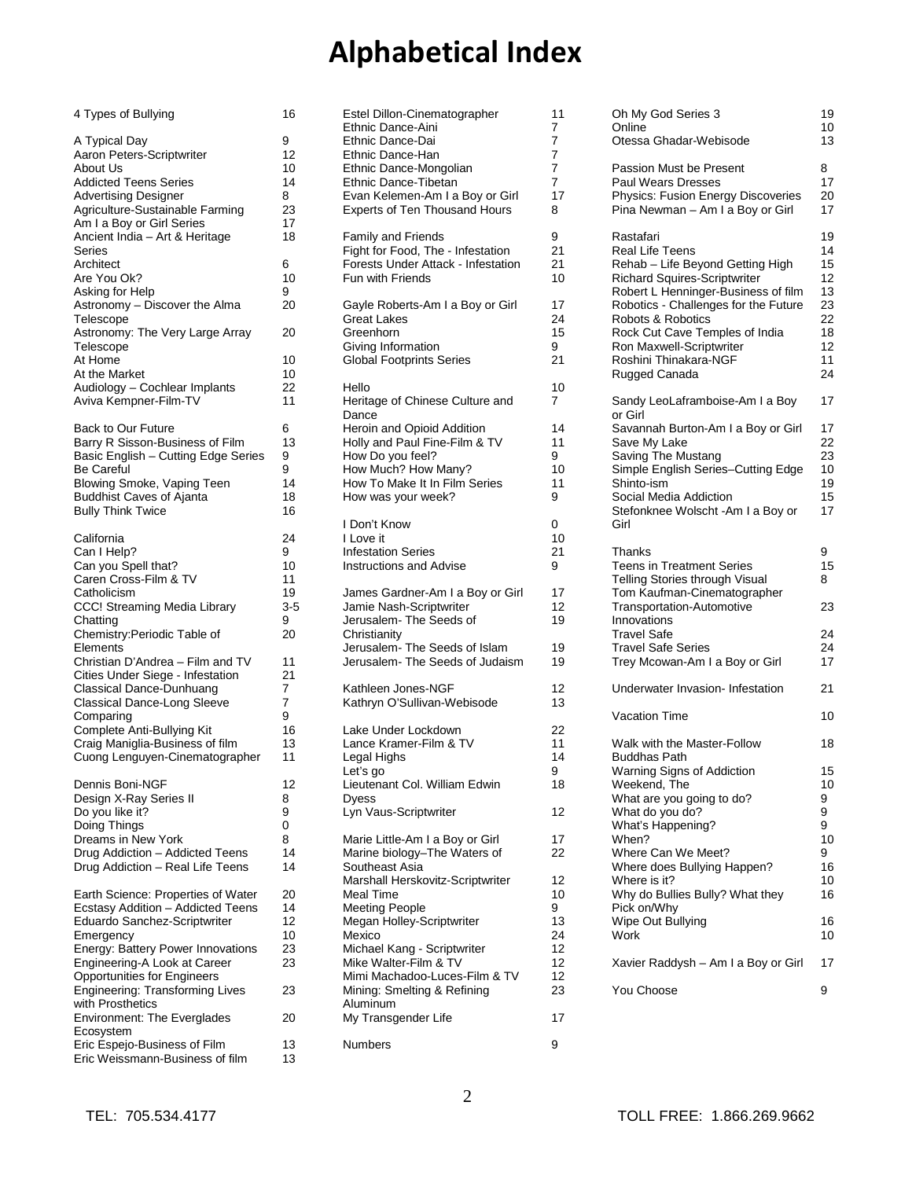# Alphabetical Index

| Title | Page |
|---|---|
| 4 Types of Bullying | 16 |
| A Typical Day | 9 |
| Aaron Peters-Scriptwriter | 12 |
| About Us | 10 |
| Addicted Teens Series | 14 |
| Advertising Designer | 8 |
| Agriculture-Sustainable Farming | 23 |
| Am I a Boy or Girl Series | 17 |
| Ancient India – Art & Heritage Series | 18 |
| Architect | 6 |
| Are You Ok? | 10 |
| Asking for Help | 9 |
| Astronomy – Discover the Alma Telescope | 20 |
| Astronomy: The Very Large Array Telescope | 20 |
| At Home | 10 |
| At the Market | 10 |
| Audiology – Cochlear Implants | 22 |
| Aviva Kempner-Film-TV | 11 |
| Back to Our Future | 6 |
| Barry R Sisson-Business of Film | 13 |
| Basic English – Cutting Edge Series | 9 |
| Be Careful | 9 |
| Blowing Smoke, Vaping Teen | 14 |
| Buddhist Caves of Ajanta | 18 |
| Bully Think Twice | 16 |
| California | 24 |
| Can I Help? | 9 |
| Can you Spell that? | 10 |
| Caren Cross-Film & TV | 11 |
| Catholicism | 19 |
| CCC! Streaming Media Library | 3-5 |
| Chatting | 9 |
| Chemistry:Periodic Table of Elements | 20 |
| Christian D'Andrea – Film and TV | 11 |
| Cities Under Siege - Infestation | 21 |
| Classical Dance-Dunhuang | 7 |
| Classical Dance-Long Sleeve | 7 |
| Comparing | 9 |
| Complete Anti-Bullying Kit | 16 |
| Craig Maniglia-Business of film | 13 |
| Cuong Lenguyen-Cinematographer | 11 |
| Dennis Boni-NGF | 12 |
| Design X-Ray Series II | 8 |
| Do you like it? | 9 |
| Doing Things | 0 |
| Dreams in New York | 8 |
| Drug Addiction – Addicted Teens | 14 |
| Drug Addiction – Real Life Teens | 14 |
| Earth Science: Properties of Water | 20 |
| Ecstasy Addition – Addicted Teens | 14 |
| Eduardo Sanchez-Scriptwriter | 12 |
| Emergency | 10 |
| Energy: Battery Power Innovations | 23 |
| Engineering-A Look at Career Opportunities for Engineers | 23 |
| Engineering: Transforming Lives with Prosthetics | 23 |
| Environment: The Everglades Ecosystem | 20 |
| Eric Espejo-Business of Film | 13 |
| Eric Weissmann-Business of film | 13 |
| Estel Dillon-Cinematographer | 11 |
| Ethnic Dance-Aini | 7 |
| Ethnic Dance-Dai | 7 |
| Ethnic Dance-Han | 7 |
| Ethnic Dance-Mongolian | 7 |
| Ethnic Dance-Tibetan | 7 |
| Evan Kelemen-Am I a Boy or Girl | 17 |
| Experts of Ten Thousand Hours | 8 |
| Family and Friends | 9 |
| Fight for Food, The - Infestation | 21 |
| Forests Under Attack - Infestation | 21 |
| Fun with Friends | 10 |
| Gayle Roberts-Am I a Boy or Girl | 17 |
| Great Lakes | 24 |
| Greenhorn | 15 |
| Giving Information | 9 |
| Global Footprints Series | 21 |
| Hello | 10 |
| Heritage of Chinese Culture and Dance | 7 |
| Heroin and Opioid Addition | 14 |
| Holly and Paul Fine-Film & TV | 11 |
| How Do you feel? | 9 |
| How Much? How Many? | 10 |
| How To Make It In Film Series | 11 |
| How was your week? | 9 |
| I Don't Know | 0 |
| I Love it | 10 |
| Infestation Series | 21 |
| Instructions and Advise | 9 |
| James Gardner-Am I a Boy or Girl | 17 |
| Jamie Nash-Scriptwriter | 12 |
| Jerusalem- The Seeds of Christianity | 19 |
| Jerusalem- The Seeds of Islam | 19 |
| Jerusalem- The Seeds of Judaism | 19 |
| Kathleen Jones-NGF | 12 |
| Kathryn O'Sullivan-Webisode | 13 |
| Lake Under Lockdown | 22 |
| Lance Kramer-Film & TV | 11 |
| Legal Highs | 14 |
| Let's go | 9 |
| Lieutenant Col. William Edwin Dyess | 18 |
| Lyn Vaus-Scriptwriter | 12 |
| Marie Little-Am I a Boy or Girl | 17 |
| Marine biology–The Waters of Southeast Asia | 22 |
| Marshall Herskovitz-Scriptwriter | 12 |
| Meal Time | 10 |
| Meeting People | 9 |
| Megan Holley-Scriptwriter | 13 |
| Mexico | 24 |
| Michael Kang - Scriptwriter | 12 |
| Mike Walter-Film & TV | 12 |
| Mimi Machadoo-Luces-Film & TV | 12 |
| Mining: Smelting & Refining Aluminum | 23 |
| My Transgender Life | 17 |
| Numbers | 9 |
| Oh My God Series 3 | 19 |
| Online | 10 |
| Otessa Ghadar-Webisode | 13 |
| Passion Must be Present | 8 |
| Paul Wears Dresses | 17 |
| Physics: Fusion Energy Discoveries | 20 |
| Pina Newman – Am I a Boy or Girl | 17 |
| Rastafari | 19 |
| Real Life Teens | 14 |
| Rehab – Life Beyond Getting High | 15 |
| Richard Squires-Scriptwriter | 12 |
| Robert L Henninger-Business of film | 13 |
| Robotics - Challenges for the Future | 23 |
| Robots & Robotics | 22 |
| Rock Cut Cave Temples of India | 18 |
| Ron Maxwell-Scriptwriter | 12 |
| Roshini Thinakara-NGF | 11 |
| Rugged Canada | 24 |
| Sandy LeoLaframboise-Am I a Boy or Girl | 17 |
| Savannah Burton-Am I a Boy or Girl | 17 |
| Save My Lake | 22 |
| Saving The Mustang | 23 |
| Simple English Series–Cutting Edge | 10 |
| Shinto-ism | 19 |
| Social Media Addiction | 15 |
| Stefonknee Wolscht -Am I a Boy or Girl | 17 |
| Thanks | 9 |
| Teens in Treatment Series | 15 |
| Telling Stories through Visual | 8 |
| Tom Kaufman-Cinematographer | |
| Transportation-Automotive Innovations | 23 |
| Travel Safe | 24 |
| Travel Safe Series | 24 |
| Trey Mcowan-Am I a Boy or Girl | 17 |
| Underwater Invasion- Infestation | 21 |
| Vacation Time | 10 |
| Walk with the Master-Follow Buddhas Path | 18 |
| Warning Signs of Addiction | 15 |
| Weekend, The | 10 |
| What are you going to do? | 9 |
| What do you do? | 9 |
| What's Happening? | 9 |
| When? | 10 |
| Where Can We Meet? | 9 |
| Where does Bullying Happen? | 16 |
| Where is it? | 10 |
| Why do Bullies Bully? What they Pick on/Why | 16 |
| Wipe Out Bullying | 16 |
| Work | 10 |
| Xavier Raddysh – Am I a Boy or Girl | 17 |
| You Choose | 9 |

TEL: 705.534.4177 TOLL FREE: 1.866.269.9662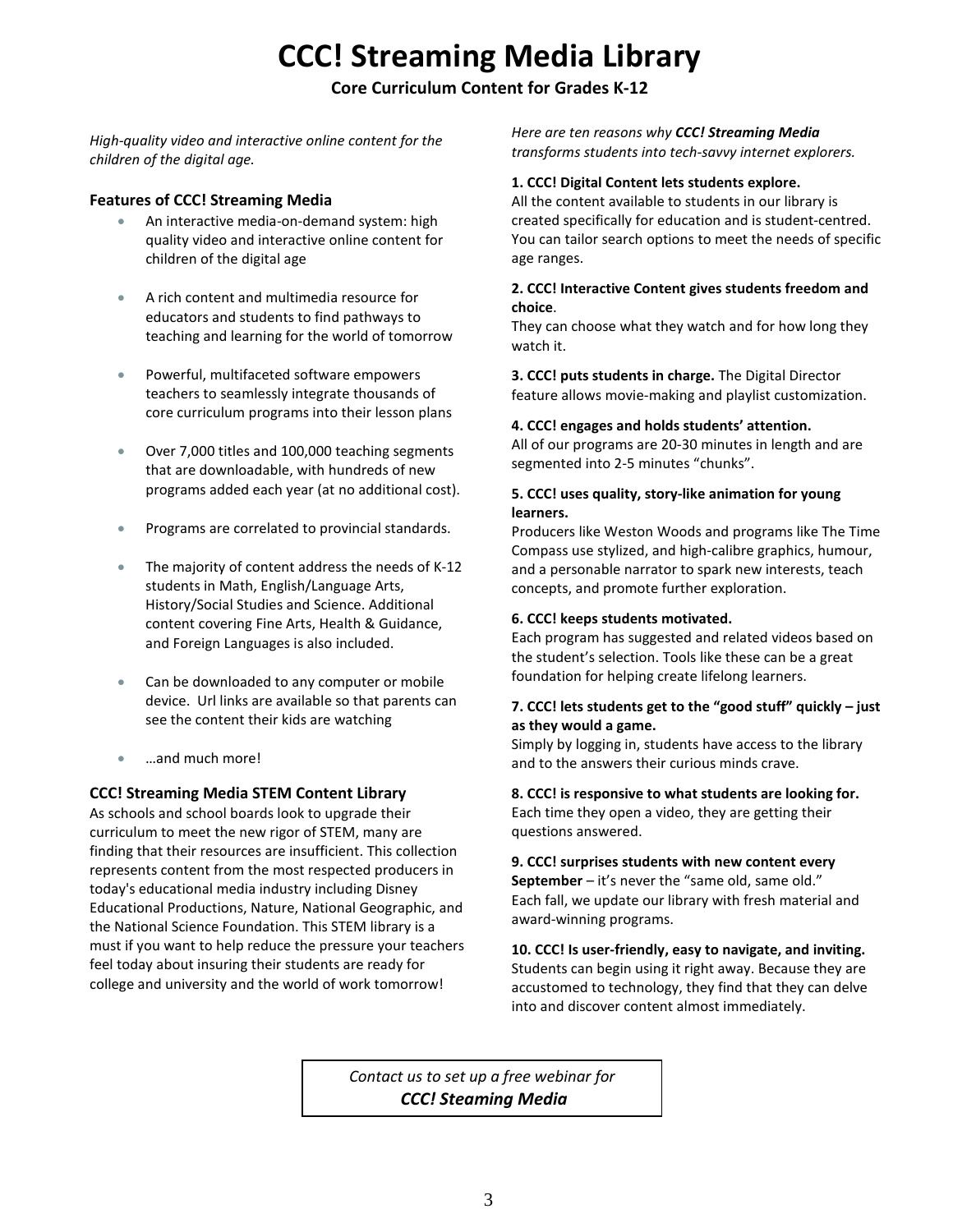# CCC! Streaming Media Library

**Core Curriculum Content for Grades K-12**

*High-quality video and interactive online content for the children of the digital age.*

### Features of CCC! Streaming Media

- An interactive media-on-demand system: high quality video and interactive online content for children of the digital age
- A rich content and multimedia resource for educators and students to find pathways to teaching and learning for the world of tomorrow
- Powerful, multifaceted software empowers teachers to seamlessly integrate thousands of core curriculum programs into their lesson plans
- Over 7,000 titles and 100,000 teaching segments that are downloadable, with hundreds of new programs added each year (at no additional cost).
- Programs are correlated to provincial standards.
- The majority of content address the needs of K-12 students in Math, English/Language Arts, History/Social Studies and Science. Additional content covering Fine Arts, Health & Guidance, and Foreign Languages is also included.
- Can be downloaded to any computer or mobile device. Url links are available so that parents can see the content their kids are watching
- …and much more!

### CCC! Streaming Media STEM Content Library

As schools and school boards look to upgrade their curriculum to meet the new rigor of STEM, many are finding that their resources are insufficient. This collection represents content from the most respected producers in today's educational media industry including Disney Educational Productions, Nature, National Geographic, and the National Science Foundation. This STEM library is a must if you want to help reduce the pressure your teachers feel today about insuring their students are ready for college and university and the world of work tomorrow!

*Here are ten reasons why **CCC! Streaming Media** transforms students into tech-savvy internet explorers.*

**1. CCC! Digital Content lets students explore.**
All the content available to students in our library is created specifically for education and is student-centred. You can tailor search options to meet the needs of specific age ranges.

**2. CCC! Interactive Content gives students freedom and choice**.
They can choose what they watch and for how long they watch it.

**3. CCC! puts students in charge.** The Digital Director feature allows movie-making and playlist customization.

**4. CCC! engages and holds students' attention.**
All of our programs are 20-30 minutes in length and are segmented into 2-5 minutes "chunks".

**5. CCC! uses quality, story-like animation for young learners.**
Producers like Weston Woods and programs like The Time Compass use stylized, and high-calibre graphics, humour, and a personable narrator to spark new interests, teach concepts, and promote further exploration.

**6. CCC! keeps students motivated.**
Each program has suggested and related videos based on the student's selection. Tools like these can be a great foundation for helping create lifelong learners.

**7. CCC! lets students get to the "good stuff" quickly – just as they would a game.**
Simply by logging in, students have access to the library and to the answers their curious minds crave.

**8. CCC! is responsive to what students are looking for.**
Each time they open a video, they are getting their questions answered.

**9. CCC! surprises students with new content every September** – it's never the "same old, same old."
Each fall, we update our library with fresh material and award-winning programs.

**10. CCC! Is user-friendly, easy to navigate, and inviting.**
Students can begin using it right away. Because they are accustomed to technology, they find that they can delve into and discover content almost immediately.

*Contact us to set up a free webinar for*
***CCC! Steaming Media***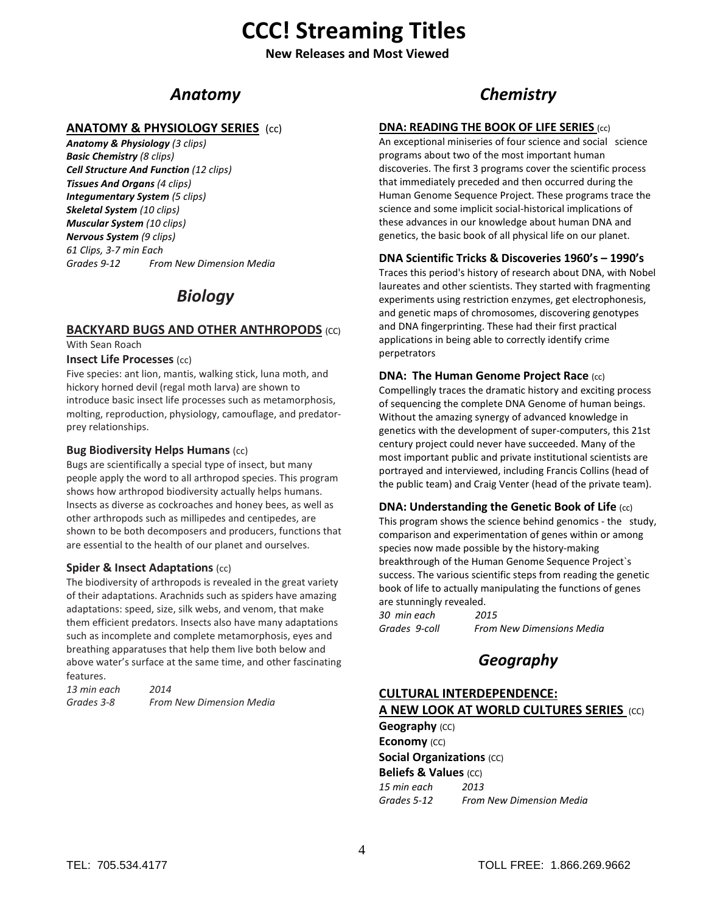# CCC! Streaming Titles

**New Releases and Most Viewed**

## *Anatomy*

### ANATOMY & PHYSIOLOGY SERIES (cc)

***Anatomy & Physiology*** *(3 clips)*
***Basic Chemistry*** *(8 clips)*
***Cell Structure And Function*** *(12 clips)*
***Tissues And Organs*** *(4 clips)*
***Integumentary System*** *(5 clips)*
***Skeletal System*** *(10 clips)*
***Muscular System*** *(10 clips)*
***Nervous System*** *(9 clips)*
*61 Clips, 3-7 min Each*
*Grades 9-12 From New Dimension Media*

## *Biology*

### BACKYARD BUGS AND OTHER ANTHROPODS (CC)

With Sean Roach

**Insect Life Processes** (cc)

Five species: ant lion, mantis, walking stick, luna moth, and hickory horned devil (regal moth larva) are shown to introduce basic insect life processes such as metamorphosis, molting, reproduction, physiology, camouflage, and predator-prey relationships.

**Bug Biodiversity Helps Humans** (cc)

Bugs are scientifically a special type of insect, but many people apply the word to all arthropod species. This program shows how arthropod biodiversity actually helps humans. Insects as diverse as cockroaches and honey bees, as well as other arthropods such as millipedes and centipedes, are shown to be both decomposers and producers, functions that are essential to the health of our planet and ourselves.

**Spider & Insect Adaptations** (cc)

The biodiversity of arthropods is revealed in the great variety of their adaptations. Arachnids such as spiders have amazing adaptations: speed, size, silk webs, and venom, that make them efficient predators. Insects also have many adaptations such as incomplete and complete metamorphosis, eyes and breathing apparatuses that help them live both below and above water's surface at the same time, and other fascinating features.

*13 min each 2014*
*Grades 3-8 From New Dimension Media*

## *Chemistry*

### DNA: READING THE BOOK OF LIFE SERIES (cc)

An exceptional miniseries of four science and social science programs about two of the most important human discoveries. The first 3 programs cover the scientific process that immediately preceded and then occurred during the Human Genome Sequence Project. These programs trace the science and some implicit social-historical implications of these advances in our knowledge about human DNA and genetics, the basic book of all physical life on our planet.

**DNA Scientific Tricks & Discoveries 1960's – 1990's**

Traces this period's history of research about DNA, with Nobel laureates and other scientists. They started with fragmenting experiments using restriction enzymes, get electrophonesis, and genetic maps of chromosomes, discovering genotypes and DNA fingerprinting. These had their first practical applications in being able to correctly identify crime perpetrators

**DNA: The Human Genome Project Race** (cc)

Compellingly traces the dramatic history and exciting process of sequencing the complete DNA Genome of human beings. Without the amazing synergy of advanced knowledge in genetics with the development of super-computers, this 21st century project could never have succeeded. Many of the most important public and private institutional scientists are portrayed and interviewed, including Francis Collins (head of the public team) and Craig Venter (head of the private team).

**DNA: Understanding the Genetic Book of Life** (cc)

This program shows the science behind genomics - the study, comparison and experimentation of genes within or among species now made possible by the history-making breakthrough of the Human Genome Sequence Project`s success. The various scientific steps from reading the genetic book of life to actually manipulating the functions of genes are stunningly revealed.

*30 min each 2015*
*Grades 9-coll From New Dimensions Media*

## *Geography*

### CULTURAL INTERDEPENDENCE: A NEW LOOK AT WORLD CULTURES SERIES (CC)

**Geography** (CC)
**Economy** (CC)
**Social Organizations** (CC)
**Beliefs & Values** (CC)
*15 min each 2013*
*Grades 5-12 From New Dimension Media*

TEL: 705.534.4177 TOLL FREE: 1.866.269.9662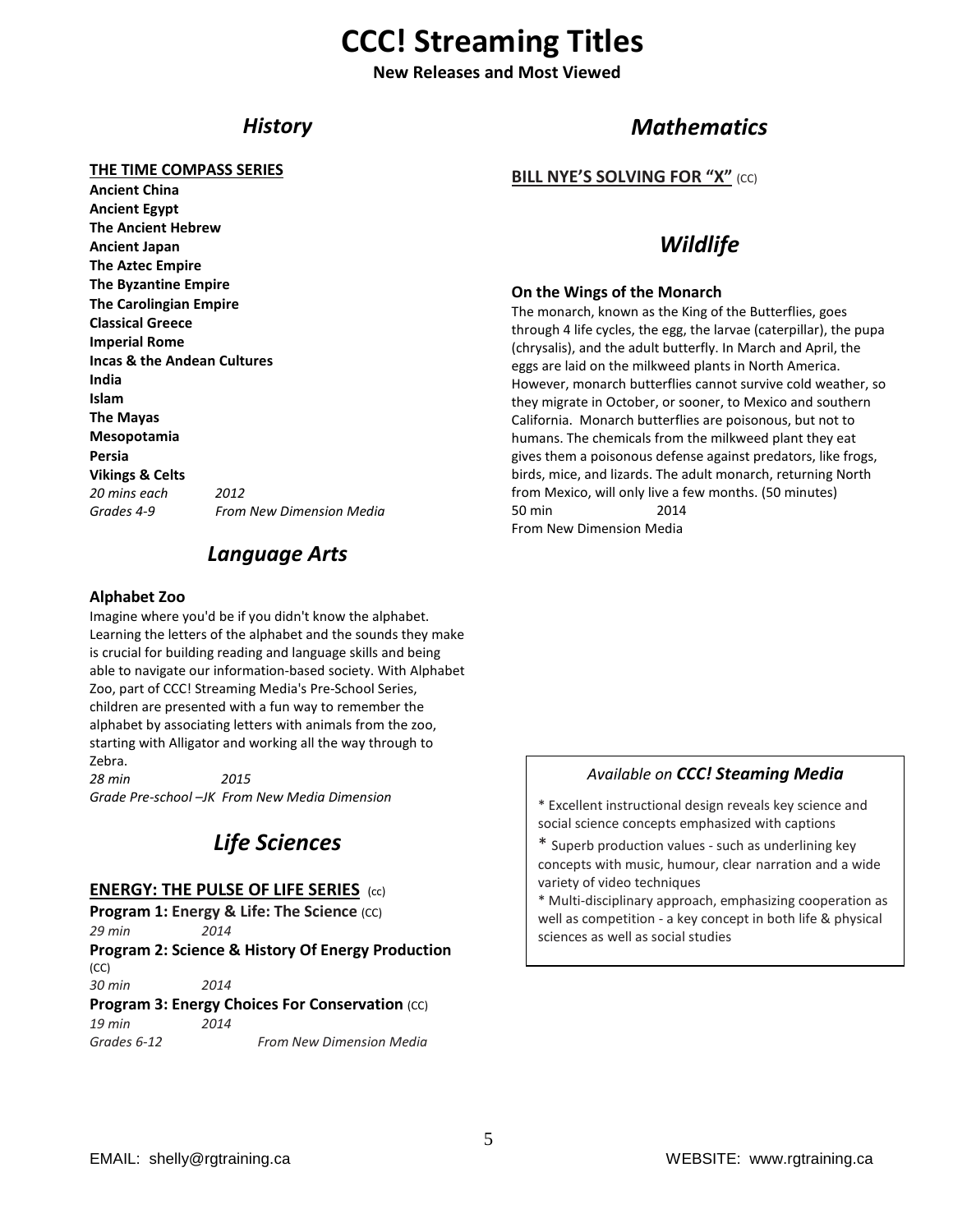# CCC! Streaming Titles

**New Releases and Most Viewed**

## *History*

**THE TIME COMPASS SERIES**

**Ancient China**
**Ancient Egypt**
**The Ancient Hebrew**
**Ancient Japan**
**The Aztec Empire**
**The Byzantine Empire**
**The Carolingian Empire**
**Classical Greece**
**Imperial Rome**
**Incas & the Andean Cultures**
**India**
**Islam**
**The Mayas**
**Mesopotamia**
**Persia**
**Vikings & Celts**

*20 mins each* *2012*
*Grades 4-9* *From New Dimension Media*

## *Language Arts*

**Alphabet Zoo**

Imagine where you'd be if you didn't know the alphabet. Learning the letters of the alphabet and the sounds they make is crucial for building reading and language skills and being able to navigate our information-based society. With Alphabet Zoo, part of CCC! Streaming Media's Pre-School Series, children are presented with a fun way to remember the alphabet by associating letters with animals from the zoo, starting with Alligator and working all the way through to Zebra.

*28 min* *2015*
*Grade Pre-school –JK From New Media Dimension*

## *Life Sciences*

**ENERGY: THE PULSE OF LIFE SERIES** (cc)

**Program 1: Energy & Life: The Science** (CC)
*29 min* *2014*

**Program 2: Science & History Of Energy Production** (CC)
*30 min* *2014*

**Program 3: Energy Choices For Conservation** (CC)
*19 min* *2014*
*Grades 6-12* *From New Dimension Media*

## *Mathematics*

**BILL NYE'S SOLVING FOR "X"** (CC)

## *Wildlife*

**On the Wings of the Monarch**

The monarch, known as the King of the Butterflies, goes through 4 life cycles, the egg, the larvae (caterpillar), the pupa (chrysalis), and the adult butterfly. In March and April, the eggs are laid on the milkweed plants in North America. However, monarch butterflies cannot survive cold weather, so they migrate in October, or sooner, to Mexico and southern California. Monarch butterflies are poisonous, but not to humans. The chemicals from the milkweed plant they eat gives them a poisonous defense against predators, like frogs, birds, mice, and lizards. The adult monarch, returning North from Mexico, will only live a few months. (50 minutes)

50 min 2014
From New Dimension Media

*Available on **CCC! Steaming Media***

* Excellent instructional design reveals key science and social science concepts emphasized with captions
* Superb production values - such as underlining key concepts with music, humour, clear narration and a wide variety of video techniques
* Multi-disciplinary approach, emphasizing cooperation as well as competition - a key concept in both life & physical sciences as well as social studies

EMAIL: shelly@rgtraining.ca WEBSITE: www.rgtraining.ca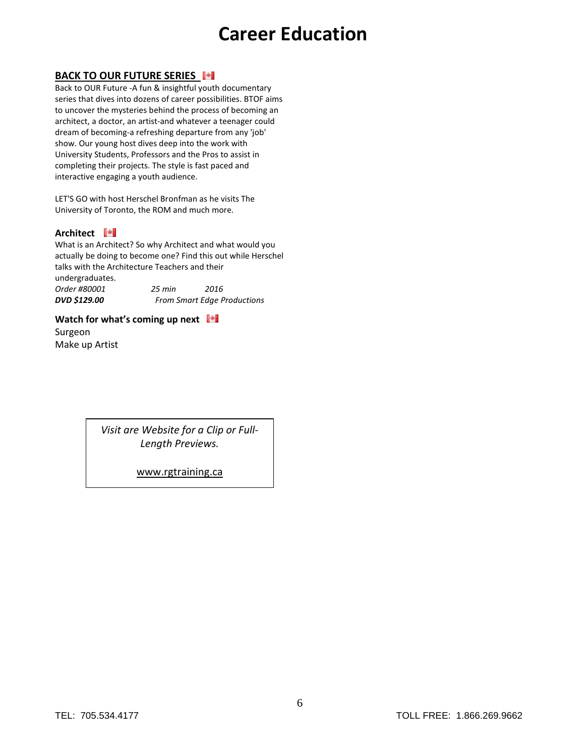# Career Education

## BACK TO OUR FUTURE SERIES

Back to OUR Future -A fun & insightful youth documentary series that dives into dozens of career possibilities. BTOF aims to uncover the mysteries behind the process of becoming an architect, a doctor, an artist-and whatever a teenager could dream of becoming-a refreshing departure from any 'job' show. Our young host dives deep into the work with University Students, Professors and the Pros to assist in completing their projects. The style is fast paced and interactive engaging a youth audience.

LET'S GO with host Herschel Bronfman as he visits The University of Toronto, the ROM and much more.

### Architect

What is an Architect? So why Architect and what would you actually be doing to become one? Find this out while Herschel talks with the Architecture Teachers and their undergraduates.

*Order #80001* *25 min* *2016*
***DVD $129.00*** *From Smart Edge Productions*

### Watch for what's coming up next

Surgeon
Make up Artist

*Visit are Website for a Clip or Full-Length Previews.*

www.rgtraining.ca

TEL: 705.534.4177 TOLL FREE: 1.866.269.9662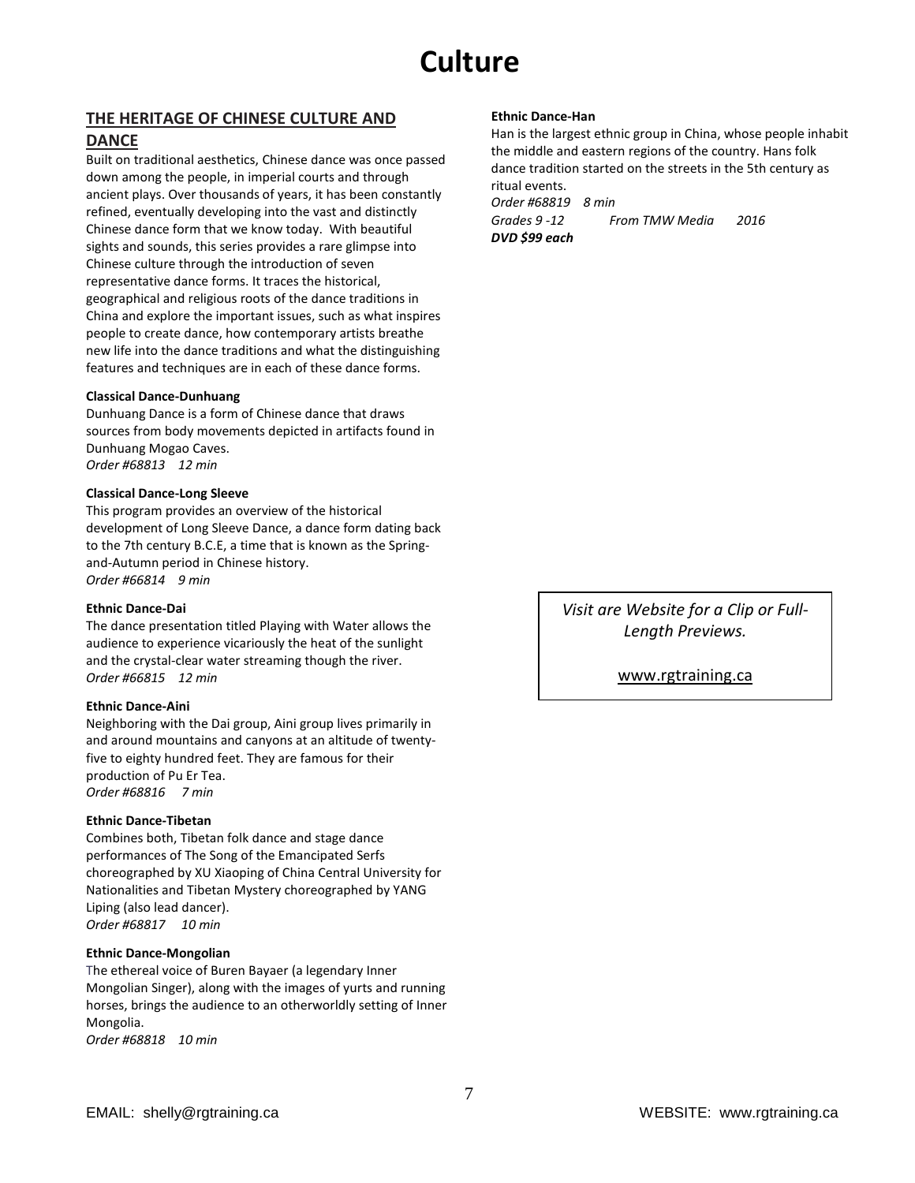# Culture

## THE HERITAGE OF CHINESE CULTURE AND DANCE

Built on traditional aesthetics, Chinese dance was once passed down among the people, in imperial courts and through ancient plays. Over thousands of years, it has been constantly refined, eventually developing into the vast and distinctly Chinese dance form that we know today. With beautiful sights and sounds, this series provides a rare glimpse into Chinese culture through the introduction of seven representative dance forms. It traces the historical, geographical and religious roots of the dance traditions in China and explore the important issues, such as what inspires people to create dance, how contemporary artists breathe new life into the dance traditions and what the distinguishing features and techniques are in each of these dance forms.

**Classical Dance-Dunhuang**

Dunhuang Dance is a form of Chinese dance that draws sources from body movements depicted in artifacts found in Dunhuang Mogao Caves.
*Order #68813 12 min*

**Classical Dance-Long Sleeve**

This program provides an overview of the historical development of Long Sleeve Dance, a dance form dating back to the 7th century B.C.E, a time that is known as the Spring-and-Autumn period in Chinese history.
*Order #66814 9 min*

**Ethnic Dance-Dai**

The dance presentation titled Playing with Water allows the audience to experience vicariously the heat of the sunlight and the crystal-clear water streaming though the river.
*Order #66815 12 min*

**Ethnic Dance-Aini**

Neighboring with the Dai group, Aini group lives primarily in and around mountains and canyons at an altitude of twenty-five to eighty hundred feet. They are famous for their production of Pu Er Tea.
*Order #68816 7 min*

**Ethnic Dance-Tibetan**

Combines both, Tibetan folk dance and stage dance performances of The Song of the Emancipated Serfs choreographed by XU Xiaoping of China Central University for Nationalities and Tibetan Mystery choreographed by YANG Liping (also lead dancer).
*Order #68817 10 min*

**Ethnic Dance-Mongolian**

The ethereal voice of Buren Bayaer (a legendary Inner Mongolian Singer), along with the images of yurts and running horses, brings the audience to an otherworldly setting of Inner Mongolia.
*Order #68818 10 min*

**Ethnic Dance-Han**

Han is the largest ethnic group in China, whose people inhabit the middle and eastern regions of the country. Hans folk dance tradition started on the streets in the 5th century as ritual events.
*Order #68819 8 min*
*Grades 9 -12 From TMW Media 2016*
***DVD $99 each***

*Visit are Website for a Clip or Full-Length Previews.*

www.rgtraining.ca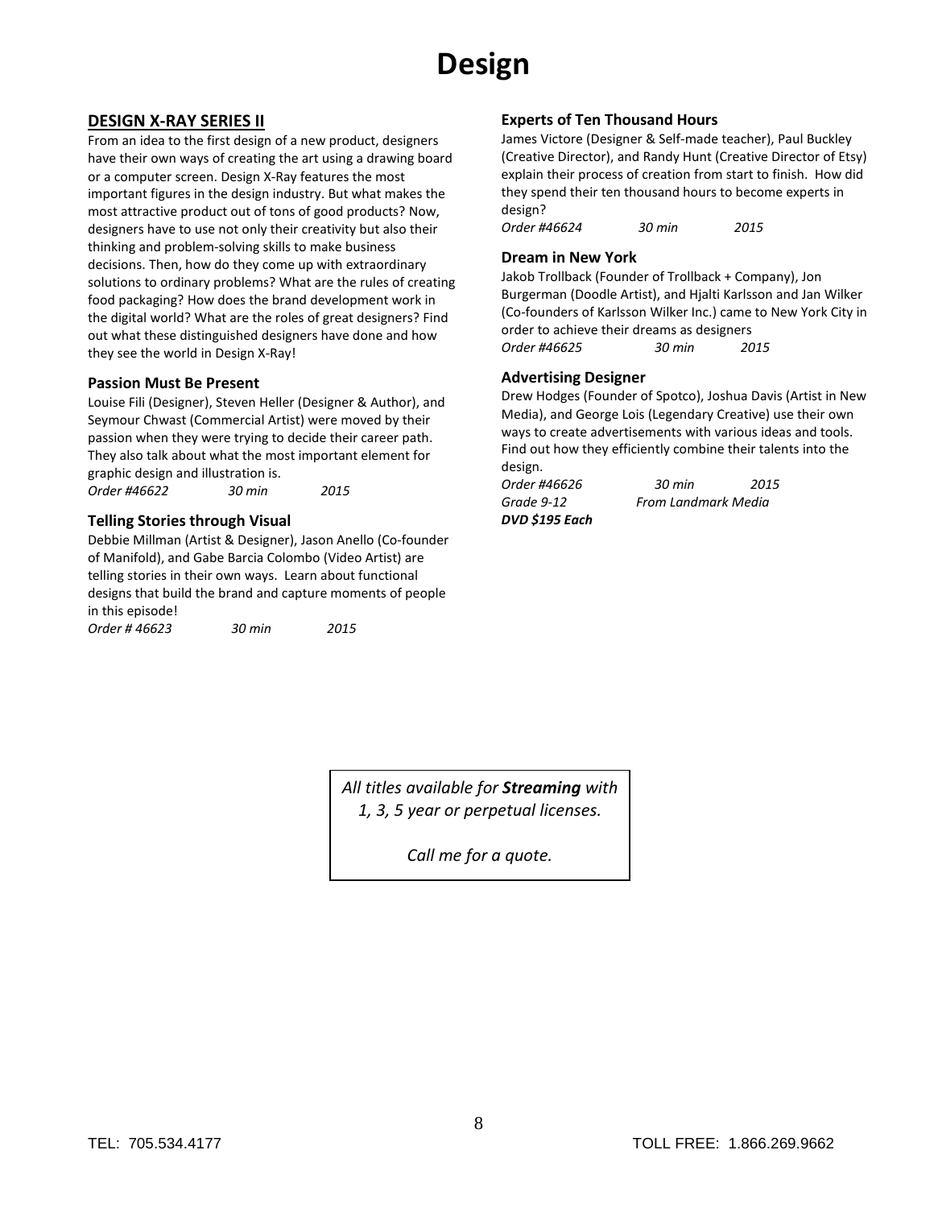# Design

## DESIGN X-RAY SERIES II

From an idea to the first design of a new product, designers have their own ways of creating the art using a drawing board or a computer screen. Design X-Ray features the most important figures in the design industry. But what makes the most attractive product out of tons of good products? Now, designers have to use not only their creativity but also their thinking and problem-solving skills to make business decisions. Then, how do they come up with extraordinary solutions to ordinary problems? What are the rules of creating food packaging? How does the brand development work in the digital world? What are the roles of great designers? Find out what these distinguished designers have done and how they see the world in Design X-Ray!

### Passion Must Be Present

Louise Fili (Designer), Steven Heller (Designer & Author), and Seymour Chwast (Commercial Artist) were moved by their passion when they were trying to decide their career path. They also talk about what the most important element for graphic design and illustration is.

*Order #46622 30 min 2015*

### Telling Stories through Visual

Debbie Millman (Artist & Designer), Jason Anello (Co-founder of Manifold), and Gabe Barcia Colombo (Video Artist) are telling stories in their own ways. Learn about functional designs that build the brand and capture moments of people in this episode!

*Order # 46623 30 min 2015*

### Experts of Ten Thousand Hours

James Victore (Designer & Self-made teacher), Paul Buckley (Creative Director), and Randy Hunt (Creative Director of Etsy) explain their process of creation from start to finish. How did they spend their ten thousand hours to become experts in design?

*Order #46624 30 min 2015*

### Dream in New York

Jakob Trollback (Founder of Trollback + Company), Jon Burgerman (Doodle Artist), and Hjalti Karlsson and Jan Wilker (Co-founders of Karlsson Wilker Inc.) came to New York City in order to achieve their dreams as designers

*Order #46625 30 min 2015*

### Advertising Designer

Drew Hodges (Founder of Spotco), Joshua Davis (Artist in New Media), and George Lois (Legendary Creative) use their own ways to create advertisements with various ideas and tools. Find out how they efficiently combine their talents into the design.

*Order #46626 30 min 2015*
*Grade 9-12 From Landmark Media*
***DVD $195 Each***

*All titles available for **Streaming** with 1, 3, 5 year or perpetual licenses.*

*Call me for a quote.*

TEL: 705.534.4177 TOLL FREE: 1.866.269.9662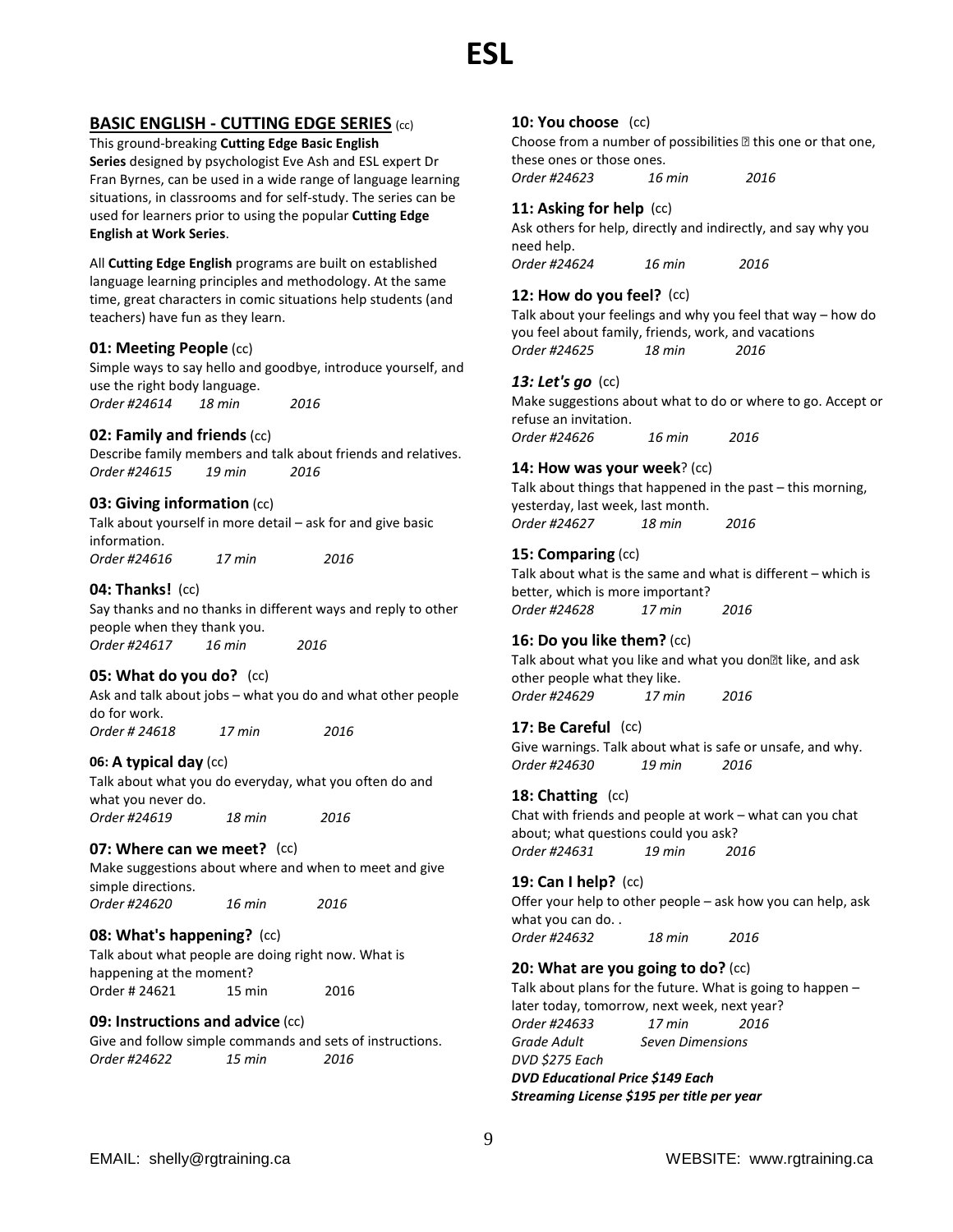# ESL

## BASIC ENGLISH - CUTTING EDGE SERIES (cc)

This ground-breaking **Cutting Edge Basic English Series** designed by psychologist Eve Ash and ESL expert Dr Fran Byrnes, can be used in a wide range of language learning situations, in classrooms and for self-study. The series can be used for learners prior to using the popular **Cutting Edge English at Work Series**.

All **Cutting Edge English** programs are built on established language learning principles and methodology. At the same time, great characters in comic situations help students (and teachers) have fun as they learn.

### 01: Meeting People (cc)

Simple ways to say hello and goodbye, introduce yourself, and use the right body language.

*Order #24614 18 min 2016*

### 02: Family and friends (cc)

Describe family members and talk about friends and relatives.

*Order #24615 19 min 2016*

### 03: Giving information (cc)

Talk about yourself in more detail – ask for and give basic information.

*Order #24616 17 min 2016*

### 04: Thanks! (cc)

Say thanks and no thanks in different ways and reply to other people when they thank you.

*Order #24617 16 min 2016*

### 05: What do you do? (cc)

Ask and talk about jobs – what you do and what other people do for work.

*Order # 24618 17 min 2016*

### 06: A typical day (cc)

Talk about what you do everyday, what you often do and what you never do.

*Order #24619 18 min 2016*

### 07: Where can we meet? (cc)

Make suggestions about where and when to meet and give simple directions.

*Order #24620 16 min 2016*

### 08: What's happening? (cc)

Talk about what people are doing right now. What is happening at the moment?

Order # 24621 15 min 2016

### 09: Instructions and advice (cc)

Give and follow simple commands and sets of instructions.

*Order #24622 15 min 2016*

### 10: You choose (cc)

Choose from a number of possibilities  this one or that one, these ones or those ones.

*Order #24623 16 min 2016*

### 11: Asking for help (cc)

Ask others for help, directly and indirectly, and say why you need help.

*Order #24624 16 min 2016*

### 12: How do you feel? (cc)

Talk about your feelings and why you feel that way – how do you feel about family, friends, work, and vacations

*Order #24625 18 min 2016*

### *13: Let's go* (cc)

Make suggestions about what to do or where to go. Accept or refuse an invitation.

*Order #24626 16 min 2016*

### 14: How was your week? (cc)

Talk about things that happened in the past – this morning, yesterday, last week, last month.

*Order #24627 18 min 2016*

### 15: Comparing (cc)

Talk about what is the same and what is different – which is better, which is more important?

*Order #24628 17 min 2016*

### 16: Do you like them? (cc)

Talk about what you like and what you dont like, and ask other people what they like.

*Order #24629 17 min 2016*

### 17: Be Careful (cc)

Give warnings. Talk about what is safe or unsafe, and why.

*Order #24630 19 min 2016*

### 18: Chatting (cc)

Chat with friends and people at work – what can you chat about; what questions could you ask?

*Order #24631 19 min 2016*

### 19: Can I help? (cc)

Offer your help to other people – ask how you can help, ask what you can do. .

*Order #24632 18 min 2016*

### 20: What are you going to do? (cc)

Talk about plans for the future. What is going to happen – later today, tomorrow, next week, next year?

*Order #24633 17 min 2016*

*Grade Adult Seven Dimensions*

*DVD $275 Each*

***DVD Educational Price $149 Each***

***Streaming License $195 per title per year***

EMAIL: shelly@rgtraining.ca WEBSITE: www.rgtraining.ca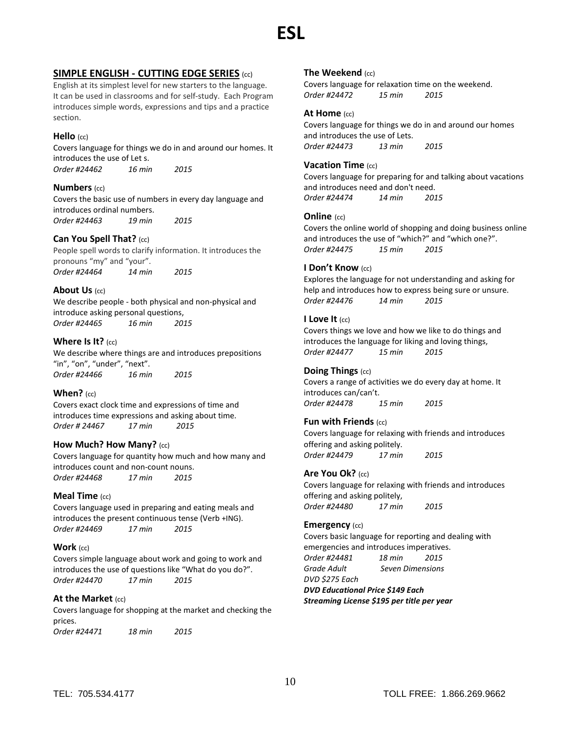# ESL

## SIMPLE ENGLISH - CUTTING EDGE SERIES (cc)

English at its simplest level for new starters to the language. It can be used in classrooms and for self-study. Each Program introduces simple words, expressions and tips and a practice section.

### Hello (cc)

Covers language for things we do in and around our homes. It introduces the use of Let s.

*Order #24462 16 min 2015*

### Numbers (cc)

Covers the basic use of numbers in every day language and introduces ordinal numbers.

*Order #24463 19 min 2015*

### Can You Spell That? (cc)

People spell words to clarify information. It introduces the pronouns "my" and "your".

*Order #24464 14 min 2015*

### About Us (cc)

We describe people - both physical and non-physical and introduce asking personal questions,

*Order #24465 16 min 2015*

### Where Is It? (cc)

We describe where things are and introduces prepositions "in", "on", "under", "next".

*Order #24466 16 min 2015*

### When? (cc)

Covers exact clock time and expressions of time and introduces time expressions and asking about time.

*Order # 24467 17 min 2015*

### How Much? How Many? (cc)

Covers language for quantity how much and how many and introduces count and non-count nouns.

*Order #24468 17 min 2015*

### Meal Time (cc)

Covers language used in preparing and eating meals and introduces the present continuous tense (Verb +ING).

*Order #24469 17 min 2015*

### Work (cc)

Covers simple language about work and going to work and introduces the use of questions like "What do you do?".

*Order #24470 17 min 2015*

### At the Market (cc)

Covers language for shopping at the market and checking the prices.

*Order #24471 18 min 2015*

### The Weekend (cc)

Covers language for relaxation time on the weekend.

*Order #24472 15 min 2015*

### At Home (cc)

Covers language for things we do in and around our homes and introduces the use of Lets.

*Order #24473 13 min 2015*

### Vacation Time (cc)

Covers language for preparing for and talking about vacations and introduces need and don't need.

*Order #24474 14 min 2015*

### Online (cc)

Covers the online world of shopping and doing business online and introduces the use of "which?" and "which one?".

*Order #24475 15 min 2015*

### I Don't Know (cc)

Explores the language for not understanding and asking for help and introduces how to express being sure or unsure.

*Order #24476 14 min 2015*

### I Love It (cc)

Covers things we love and how we like to do things and introduces the language for liking and loving things,

*Order #24477 15 min 2015*

### Doing Things (cc)

Covers a range of activities we do every day at home. It introduces can/can't.

*Order #24478 15 min 2015*

### Fun with Friends (cc)

Covers language for relaxing with friends and introduces offering and asking politely.

*Order #24479 17 min 2015*

### Are You Ok? (cc)

Covers language for relaxing with friends and introduces offering and asking politely,

*Order #24480 17 min 2015*

### Emergency (cc)

Covers basic language for reporting and dealing with emergencies and introduces imperatives.

*Order #24481 18 min 2015*

*Grade Adult Seven Dimensions*

*DVD $275 Each*

***DVD Educational Price $149 Each***

***Streaming License $195 per title per year***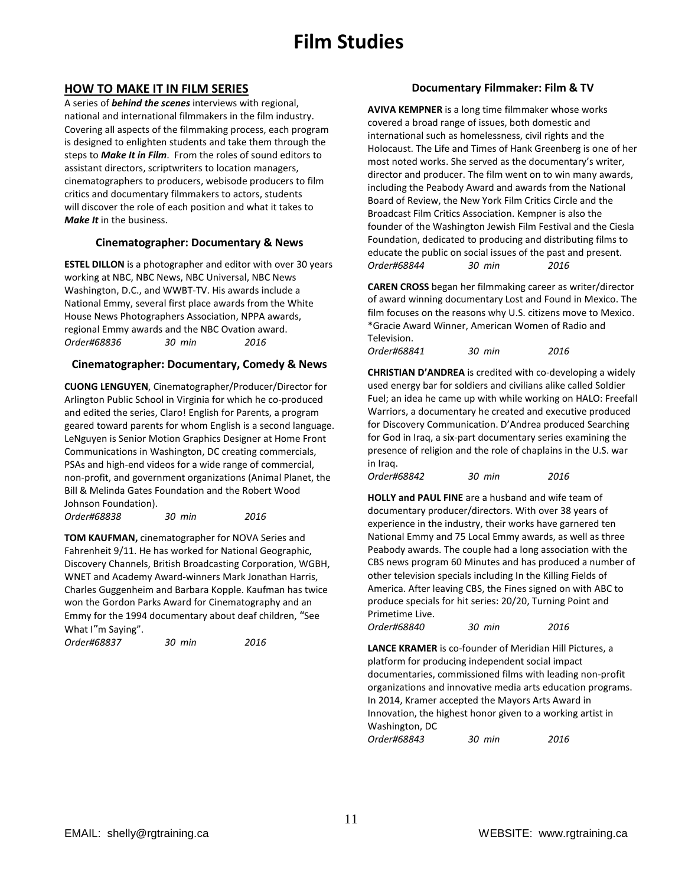# Film Studies

## HOW TO MAKE IT IN FILM SERIES

A series of ***behind the scenes*** interviews with regional, national and international filmmakers in the film industry. Covering all aspects of the filmmaking process, each program is designed to enlighten students and take them through the steps to ***Make It in Film***. From the roles of sound editors to assistant directors, scriptwriters to location managers, cinematographers to producers, webisode producers to film critics and documentary filmmakers to actors, students will discover the role of each position and what it takes to ***Make It*** in the business.

### Cinematographer: Documentary & News

**ESTEL DILLON** is a photographer and editor with over 30 years working at NBC, NBC News, NBC Universal, NBC News Washington, D.C., and WWBT-TV. His awards include a National Emmy, several first place awards from the White House News Photographers Association, NPPA awards, regional Emmy awards and the NBC Ovation award.

*Order#68836 30 min 2016*

### Cinematographer: Documentary, Comedy & News

**CUONG LENGUYEN**, Cinematographer/Producer/Director for Arlington Public School in Virginia for which he co-produced and edited the series, Claro! English for Parents, a program geared toward parents for whom English is a second language. LeNguyen is Senior Motion Graphics Designer at Home Front Communications in Washington, DC creating commercials, PSAs and high-end videos for a wide range of commercial, non-profit, and government organizations (Animal Planet, the Bill & Melinda Gates Foundation and the Robert Wood Johnson Foundation).

*Order#68838 30 min 2016*

**TOM KAUFMAN,** cinematographer for NOVA Series and Fahrenheit 9/11. He has worked for National Geographic, Discovery Channels, British Broadcasting Corporation, WGBH, WNET and Academy Award-winners Mark Jonathan Harris, Charles Guggenheim and Barbara Kopple. Kaufman has twice won the Gordon Parks Award for Cinematography and an Emmy for the 1994 documentary about deaf children, "See What I"m Saying".

*Order#68837 30 min 2016*

### Documentary Filmmaker: Film & TV

**AVIVA KEMPNER** is a long time filmmaker whose works covered a broad range of issues, both domestic and international such as homelessness, civil rights and the Holocaust. The Life and Times of Hank Greenberg is one of her most noted works. She served as the documentary's writer, director and producer. The film went on to win many awards, including the Peabody Award and awards from the National Board of Review, the New York Film Critics Circle and the Broadcast Film Critics Association. Kempner is also the founder of the Washington Jewish Film Festival and the Ciesla Foundation, dedicated to producing and distributing films to educate the public on social issues of the past and present.

*Order#68844 30 min 2016*

**CAREN CROSS** began her filmmaking career as writer/director of award winning documentary Lost and Found in Mexico. The film focuses on the reasons why U.S. citizens move to Mexico. *Gracie Award Winner, American Women of Radio and Television.

*Order#68841 30 min 2016*

**CHRISTIAN D'ANDREA** is credited with co-developing a widely used energy bar for soldiers and civilians alike called Soldier Fuel; an idea he came up with while working on HALO: Freefall Warriors, a documentary he created and executive produced for Discovery Communication. D'Andrea produced Searching for God in Iraq, a six-part documentary series examining the presence of religion and the role of chaplains in the U.S. war in Iraq.

*Order#68842 30 min 2016*

**HOLLY and PAUL FINE** are a husband and wife team of documentary producer/directors. With over 38 years of experience in the industry, their works have garnered ten National Emmy and 75 Local Emmy awards, as well as three Peabody awards. The couple had a long association with the CBS news program 60 Minutes and has produced a number of other television specials including In the Killing Fields of America. After leaving CBS, the Fines signed on with ABC to produce specials for hit series: 20/20, Turning Point and Primetime Live.

*Order#68840 30 min 2016*

**LANCE KRAMER** is co-founder of Meridian Hill Pictures, a platform for producing independent social impact documentaries, commissioned films with leading non-profit organizations and innovative media arts education programs. In 2014, Kramer accepted the Mayors Arts Award in Innovation, the highest honor given to a working artist in Washington, DC

*Order#68843 30 min 2016*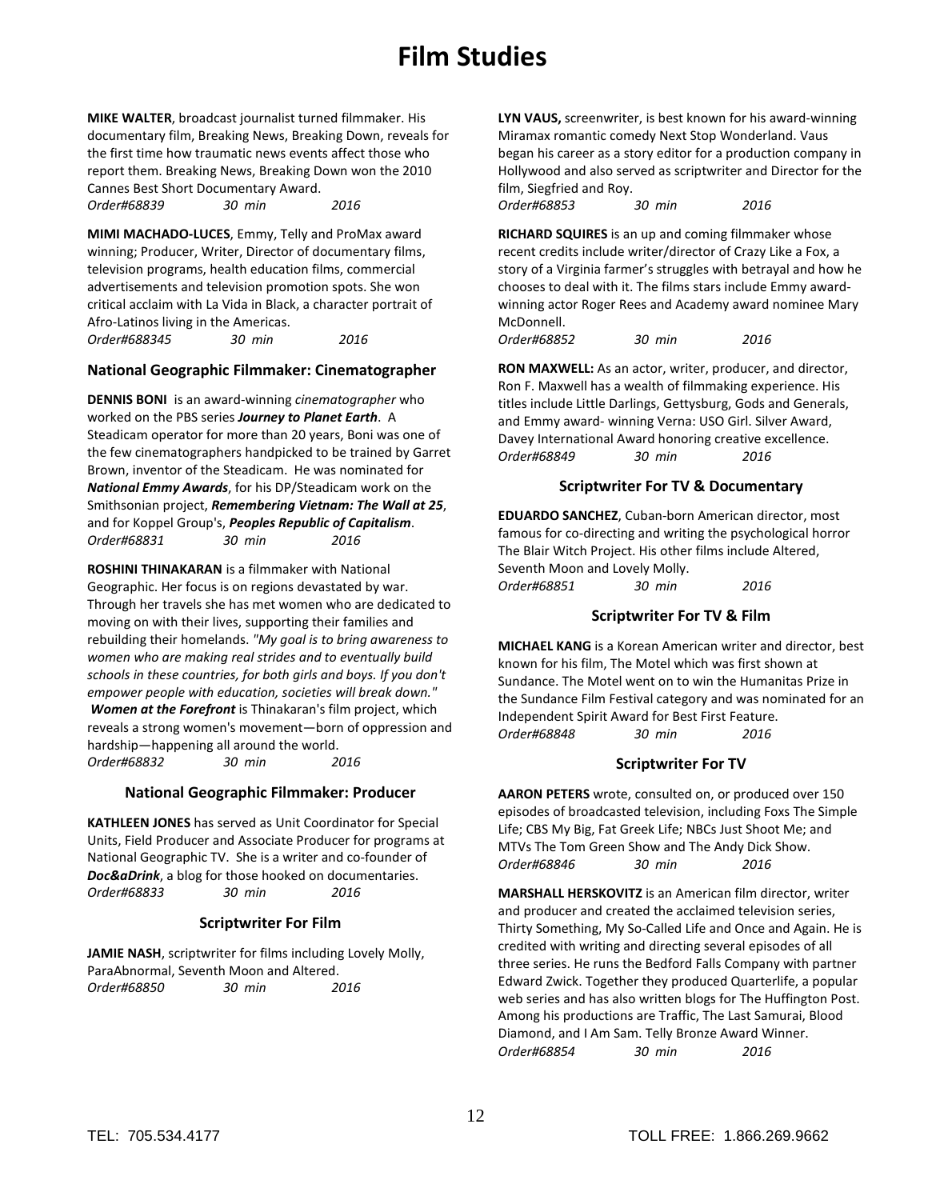# Film Studies

**MIKE WALTER**, broadcast journalist turned filmmaker. His documentary film, Breaking News, Breaking Down, reveals for the first time how traumatic news events affect those who report them. Breaking News, Breaking Down won the 2010 Cannes Best Short Documentary Award.
*Order#68839 30 min 2016*

**MIMI MACHADO-LUCES**, Emmy, Telly and ProMax award winning; Producer, Writer, Director of documentary films, television programs, health education films, commercial advertisements and television promotion spots. She won critical acclaim with La Vida in Black, a character portrait of Afro-Latinos living in the Americas.
*Order#688345 30 min 2016*

### National Geographic Filmmaker: Cinematographer

**DENNIS BONI** is an award-winning *cinematographer* who worked on the PBS series ***Journey to Planet Earth***. A Steadicam operator for more than 20 years, Boni was one of the few cinematographers handpicked to be trained by Garret Brown, inventor of the Steadicam. He was nominated for ***National Emmy Awards***, for his DP/Steadicam work on the Smithsonian project, ***Remembering Vietnam: The Wall at 25***, and for Koppel Group's, ***Peoples Republic of Capitalism***.
*Order#68831 30 min 2016*

**ROSHINI THINAKARAN** is a filmmaker with National Geographic. Her focus is on regions devastated by war. Through her travels she has met women who are dedicated to moving on with their lives, supporting their families and rebuilding their homelands. *"My goal is to bring awareness to women who are making real strides and to eventually build schools in these countries, for both girls and boys. If you don't empower people with education, societies will break down."* ***Women at the Forefront*** is Thinakaran's film project, which reveals a strong women's movement—born of oppression and hardship—happening all around the world.
*Order#68832 30 min 2016*

### National Geographic Filmmaker: Producer

**KATHLEEN JONES** has served as Unit Coordinator for Special Units, Field Producer and Associate Producer for programs at National Geographic TV. She is a writer and co-founder of ***Doc&aDrink***, a blog for those hooked on documentaries.
*Order#68833 30 min 2016*

### Scriptwriter For Film

**JAMIE NASH**, scriptwriter for films including Lovely Molly, ParaAbnormal, Seventh Moon and Altered.
*Order#68850 30 min 2016*

**LYN VAUS,** screenwriter, is best known for his award-winning Miramax romantic comedy Next Stop Wonderland. Vaus began his career as a story editor for a production company in Hollywood and also served as scriptwriter and Director for the film, Siegfried and Roy.
*Order#68853 30 min 2016*

**RICHARD SQUIRES** is an up and coming filmmaker whose recent credits include writer/director of Crazy Like a Fox, a story of a Virginia farmer's struggles with betrayal and how he chooses to deal with it. The films stars include Emmy award-winning actor Roger Rees and Academy award nominee Mary McDonnell.
*Order#68852 30 min 2016*

**RON MAXWELL:** As an actor, writer, producer, and director, Ron F. Maxwell has a wealth of filmmaking experience. His titles include Little Darlings, Gettysburg, Gods and Generals, and Emmy award- winning Verna: USO Girl. Silver Award, Davey International Award honoring creative excellence.
*Order#68849 30 min 2016*

### Scriptwriter For TV & Documentary

**EDUARDO SANCHEZ**, Cuban-born American director, most famous for co-directing and writing the psychological horror The Blair Witch Project. His other films include Altered, Seventh Moon and Lovely Molly.
*Order#68851 30 min 2016*

### Scriptwriter For TV & Film

**MICHAEL KANG** is a Korean American writer and director, best known for his film, The Motel which was first shown at Sundance. The Motel went on to win the Humanitas Prize in the Sundance Film Festival category and was nominated for an Independent Spirit Award for Best First Feature.
*Order#68848 30 min 2016*

### Scriptwriter For TV

**AARON PETERS** wrote, consulted on, or produced over 150 episodes of broadcasted television, including Foxs The Simple Life; CBS My Big, Fat Greek Life; NBCs Just Shoot Me; and MTVs The Tom Green Show and The Andy Dick Show.
*Order#68846 30 min 2016*

**MARSHALL HERSKOVITZ** is an American film director, writer and producer and created the acclaimed television series, Thirty Something, My So-Called Life and Once and Again. He is credited with writing and directing several episodes of all three series. He runs the Bedford Falls Company with partner Edward Zwick. Together they produced Quarterlife, a popular web series and has also written blogs for The Huffington Post. Among his productions are Traffic, The Last Samurai, Blood Diamond, and I Am Sam. Telly Bronze Award Winner.
*Order#68854 30 min 2016*

TEL: 705.534.4177 TOLL FREE: 1.866.269.9662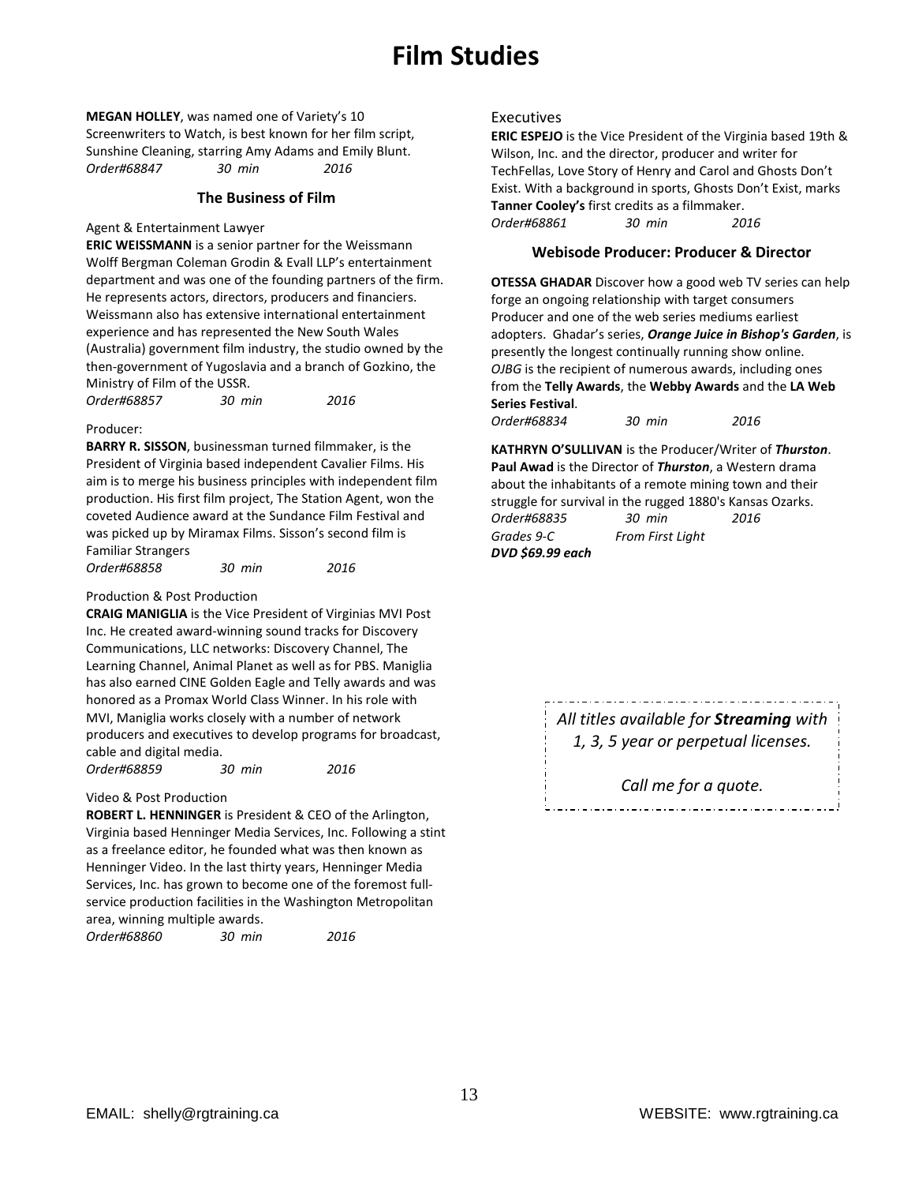# Film Studies

**MEGAN HOLLEY**, was named one of Variety's 10 Screenwriters to Watch, is best known for her film script, Sunshine Cleaning, starring Amy Adams and Emily Blunt.
*Order#68847 30 min 2016*

### The Business of Film

Agent & Entertainment Lawyer
**ERIC WEISSMANN** is a senior partner for the Weissmann Wolff Bergman Coleman Grodin & Evall LLP's entertainment department and was one of the founding partners of the firm. He represents actors, directors, producers and financiers. Weissmann also has extensive international entertainment experience and has represented the New South Wales (Australia) government film industry, the studio owned by the then-government of Yugoslavia and a branch of Gozkino, the Ministry of Film of the USSR.
*Order#68857 30 min 2016*

Producer:
**BARRY R. SISSON**, businessman turned filmmaker, is the President of Virginia based independent Cavalier Films. His aim is to merge his business principles with independent film production. His first film project, The Station Agent, won the coveted Audience award at the Sundance Film Festival and was picked up by Miramax Films. Sisson's second film is Familiar Strangers
*Order#68858 30 min 2016*

Production & Post Production
**CRAIG MANIGLIA** is the Vice President of Virginias MVI Post Inc. He created award-winning sound tracks for Discovery Communications, LLC networks: Discovery Channel, The Learning Channel, Animal Planet as well as for PBS. Maniglia has also earned CINE Golden Eagle and Telly awards and was honored as a Promax World Class Winner. In his role with MVI, Maniglia works closely with a number of network producers and executives to develop programs for broadcast, cable and digital media.
*Order#68859 30 min 2016*

Video & Post Production
**ROBERT L. HENNINGER** is President & CEO of the Arlington, Virginia based Henninger Media Services, Inc. Following a stint as a freelance editor, he founded what was then known as Henninger Video. In the last thirty years, Henninger Media Services, Inc. has grown to become one of the foremost full-service production facilities in the Washington Metropolitan area, winning multiple awards.
*Order#68860 30 min 2016*

Executives
**ERIC ESPEJO** is the Vice President of the Virginia based 19th & Wilson, Inc. and the director, producer and writer for TechFellas, Love Story of Henry and Carol and Ghosts Don't Exist. With a background in sports, Ghosts Don't Exist, marks **Tanner Cooley's** first credits as a filmmaker.
*Order#68861 30 min 2016*

### Webisode Producer: Producer & Director

**OTESSA GHADAR** Discover how a good web TV series can help forge an ongoing relationship with target consumers Producer and one of the web series mediums earliest adopters. Ghadar's series, ***Orange Juice in Bishop's Garden***, is presently the longest continually running show online. *OJBG* is the recipient of numerous awards, including ones from the **Telly Awards**, the **Webby Awards** and the **LA Web Series Festival**.
*Order#68834 30 min 2016*

**KATHRYN O'SULLIVAN** is the Producer/Writer of ***Thurston***. **Paul Awad** is the Director of ***Thurston***, a Western drama about the inhabitants of a remote mining town and their struggle for survival in the rugged 1880's Kansas Ozarks.
*Order#68835 30 min 2016*
*Grades 9-C From First Light*
***DVD $69.99 each***

*All titles available for **Streaming** with 1, 3, 5 year or perpetual licenses.*

*Call me for a quote.*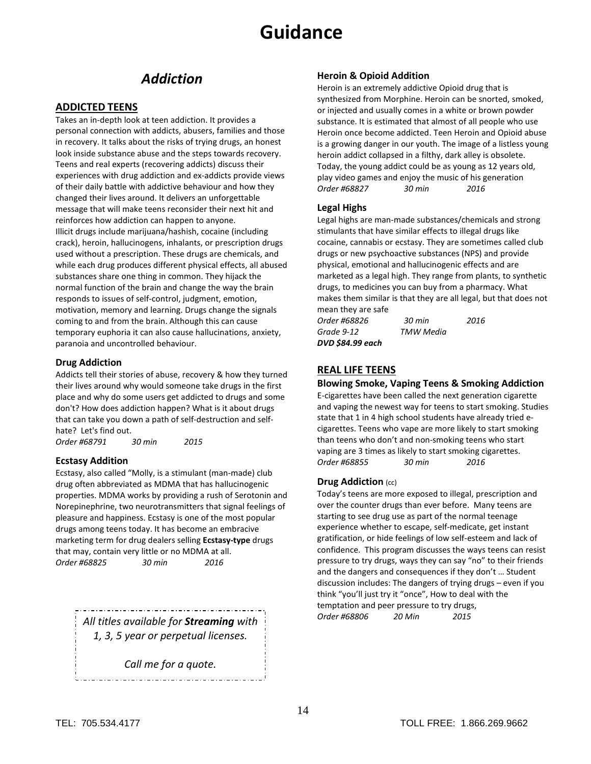# Guidance

## Addiction

### ADDICTED TEENS

Takes an in-depth look at teen addiction. It provides a personal connection with addicts, abusers, families and those in recovery. It talks about the risks of trying drugs, an honest look inside substance abuse and the steps towards recovery. Teens and real experts (recovering addicts) discuss their experiences with drug addiction and ex-addicts provide views of their daily battle with addictive behaviour and how they changed their lives around. It delivers an unforgettable message that will make teens reconsider their next hit and reinforces how addiction can happen to anyone.

Illicit drugs include marijuana/hashish, cocaine (including crack), heroin, hallucinogens, inhalants, or prescription drugs used without a prescription. These drugs are chemicals, and while each drug produces different physical effects, all abused substances share one thing in common. They hijack the normal function of the brain and change the way the brain responds to issues of self-control, judgment, emotion, motivation, memory and learning. Drugs change the signals coming to and from the brain. Although this can cause temporary euphoria it can also cause hallucinations, anxiety, paranoia and uncontrolled behaviour.

#### Drug Addiction

Addicts tell their stories of abuse, recovery & how they turned their lives around why would someone take drugs in the first place and why do some users get addicted to drugs and some don't? How does addiction happen? What is it about drugs that can take you down a path of self-destruction and self-hate? Let's find out.

*Order #68791 30 min 2015*

#### Ecstasy Addition

Ecstasy, also called "Molly, is a stimulant (man-made) club drug often abbreviated as MDMA that has hallucinogenic properties. MDMA works by providing a rush of Serotonin and Norepinephrine, two neurotransmitters that signal feelings of pleasure and happiness. Ecstasy is one of the most popular drugs among teens today. It has become an embracive marketing term for drug dealers selling **Ecstasy-type** drugs that may, contain very little or no MDMA at all.

*Order #68825 30 min 2016*

*All titles available for **Streaming** with 1, 3, 5 year or perpetual licenses.*

*Call me for a quote.*

#### Heroin & Opioid Addition

Heroin is an extremely addictive Opioid drug that is synthesized from Morphine. Heroin can be snorted, smoked, or injected and usually comes in a white or brown powder substance. It is estimated that almost of all people who use Heroin once become addicted. Teen Heroin and Opioid abuse is a growing danger in our youth. The image of a listless young heroin addict collapsed in a filthy, dark alley is obsolete. Today, the young addict could be as young as 12 years old, play video games and enjoy the music of his generation

*Order #68827 30 min 2016*

#### Legal Highs

Legal highs are man-made substances/chemicals and strong stimulants that have similar effects to illegal drugs like cocaine, cannabis or ecstasy. They are sometimes called club drugs or new psychoactive substances (NPS) and provide physical, emotional and hallucinogenic effects and are marketed as a legal high. They range from plants, to synthetic drugs, to medicines you can buy from a pharmacy. What makes them similar is that they are all legal, but that does not mean they are safe

*Order #68826 30 min 2016*
*Grade 9-12 TMW Media*
***DVD $84.99 each***

### REAL LIFE TEENS

#### Blowing Smoke, Vaping Teens & Smoking Addiction

E-cigarettes have been called the next generation cigarette and vaping the newest way for teens to start smoking. Studies state that 1 in 4 high school students have already tried e-cigarettes. Teens who vape are more likely to start smoking than teens who don't and non-smoking teens who start vaping are 3 times as likely to start smoking cigarettes.

*Order #68855 30 min 2016*

#### Drug Addiction (cc)

Today's teens are more exposed to illegal, prescription and over the counter drugs than ever before. Many teens are starting to see drug use as part of the normal teenage experience whether to escape, self-medicate, get instant gratification, or hide feelings of low self-esteem and lack of confidence. This program discusses the ways teens can resist pressure to try drugs, ways they can say "no" to their friends and the dangers and consequences if they don't … Student discussion includes: The dangers of trying drugs – even if you think "you'll just try it "once", How to deal with the temptation and peer pressure to try drugs,

*Order #68806 20 Min 2015*

TEL: 705.534.4177 TOLL FREE: 1.866.269.9662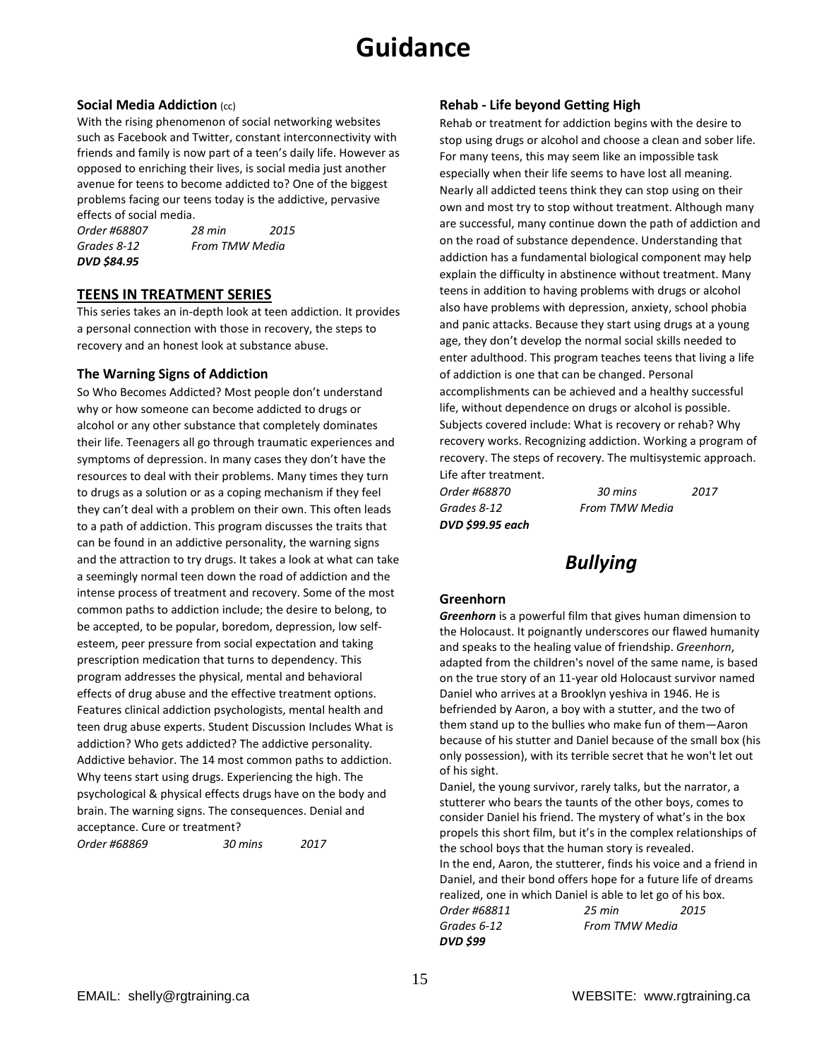# Guidance

### Social Media Addiction (cc)

With the rising phenomenon of social networking websites such as Facebook and Twitter, constant interconnectivity with friends and family is now part of a teen's daily life. However as opposed to enriching their lives, is social media just another avenue for teens to become addicted to? One of the biggest problems facing our teens today is the addictive, pervasive effects of social media.

*Order #68807* *28 min* *2015*
*Grades 8-12* *From TMW Media*
***DVD $84.95***

## TEENS IN TREATMENT SERIES

This series takes an in-depth look at teen addiction. It provides a personal connection with those in recovery, the steps to recovery and an honest look at substance abuse.

### The Warning Signs of Addiction

So Who Becomes Addicted? Most people don't understand why or how someone can become addicted to drugs or alcohol or any other substance that completely dominates their life. Teenagers all go through traumatic experiences and symptoms of depression. In many cases they don't have the resources to deal with their problems. Many times they turn to drugs as a solution or as a coping mechanism if they feel they can't deal with a problem on their own. This often leads to a path of addiction. This program discusses the traits that can be found in an addictive personality, the warning signs and the attraction to try drugs. It takes a look at what can take a seemingly normal teen down the road of addiction and the intense process of treatment and recovery. Some of the most common paths to addiction include; the desire to belong, to be accepted, to be popular, boredom, depression, low self-esteem, peer pressure from social expectation and taking prescription medication that turns to dependency. This program addresses the physical, mental and behavioral effects of drug abuse and the effective treatment options. Features clinical addiction psychologists, mental health and teen drug abuse experts. Student Discussion Includes What is addiction? Who gets addicted? The addictive personality. Addictive behavior. The 14 most common paths to addiction. Why teens start using drugs. Experiencing the high. The psychological & physical effects drugs have on the body and brain. The warning signs. The consequences. Denial and acceptance. Cure or treatment?

*Order #68869* *30 mins* *2017*

### Rehab - Life beyond Getting High

Rehab or treatment for addiction begins with the desire to stop using drugs or alcohol and choose a clean and sober life. For many teens, this may seem like an impossible task especially when their life seems to have lost all meaning. Nearly all addicted teens think they can stop using on their own and most try to stop without treatment. Although many are successful, many continue down the path of addiction and on the road of substance dependence. Understanding that addiction has a fundamental biological component may help explain the difficulty in abstinence without treatment. Many teens in addition to having problems with drugs or alcohol also have problems with depression, anxiety, school phobia and panic attacks. Because they start using drugs at a young age, they don't develop the normal social skills needed to enter adulthood. This program teaches teens that living a life of addiction is one that can be changed. Personal accomplishments can be achieved and a healthy successful life, without dependence on drugs or alcohol is possible. Subjects covered include: What is recovery or rehab? Why recovery works. Recognizing addiction. Working a program of recovery. The steps of recovery. The multisystemic approach. Life after treatment.

*Order #68870* *30 mins* *2017*
*Grades 8-12* *From TMW Media*
***DVD $99.95 each***

## *Bullying*

### Greenhorn

***Greenhorn*** is a powerful film that gives human dimension to the Holocaust. It poignantly underscores our flawed humanity and speaks to the healing value of friendship. *Greenhorn*, adapted from the children's novel of the same name, is based on the true story of an 11-year old Holocaust survivor named Daniel who arrives at a Brooklyn yeshiva in 1946. He is befriended by Aaron, a boy with a stutter, and the two of them stand up to the bullies who make fun of them—Aaron because of his stutter and Daniel because of the small box (his only possession), with its terrible secret that he won't let out of his sight.

Daniel, the young survivor, rarely talks, but the narrator, a stutterer who bears the taunts of the other boys, comes to consider Daniel his friend. The mystery of what's in the box propels this short film, but it's in the complex relationships of the school boys that the human story is revealed.

In the end, Aaron, the stutterer, finds his voice and a friend in Daniel, and their bond offers hope for a future life of dreams realized, one in which Daniel is able to let go of his box.

*Order #68811* *25 min* *2015*
*Grades 6-12* *From TMW Media*
***DVD $99***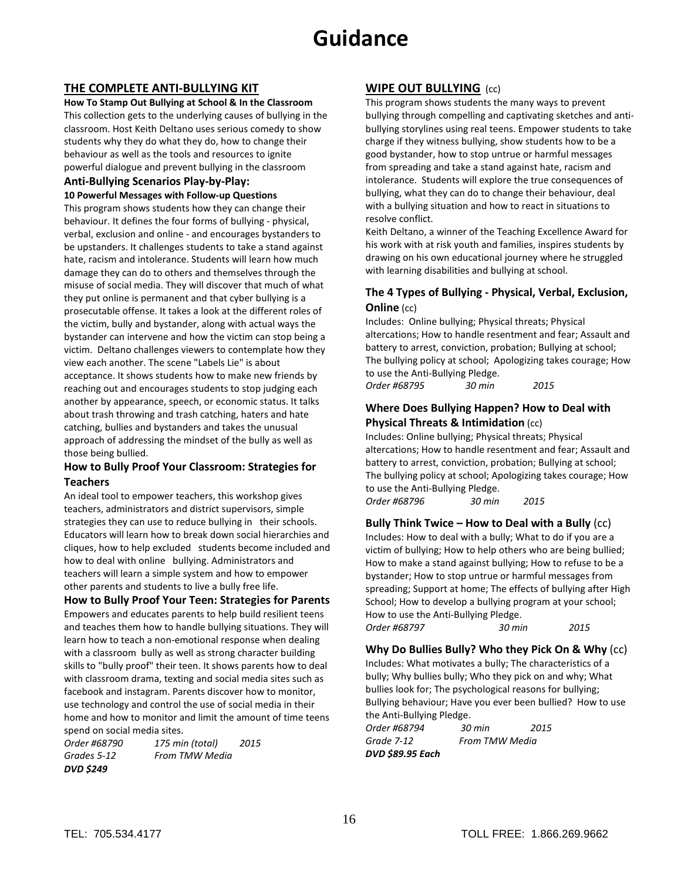# Guidance

## THE COMPLETE ANTI-BULLYING KIT

**How To Stamp Out Bullying at School & In the Classroom**

This collection gets to the underlying causes of bullying in the classroom. Host Keith Deltano uses serious comedy to show students why they do what they do, how to change their behaviour as well as the tools and resources to ignite powerful dialogue and prevent bullying in the classroom

### Anti-Bullying Scenarios Play-by-Play:

**10 Powerful Messages with Follow-up Questions**

This program shows students how they can change their behaviour. It defines the four forms of bullying - physical, verbal, exclusion and online - and encourages bystanders to be upstanders. It challenges students to take a stand against hate, racism and intolerance. Students will learn how much damage they can do to others and themselves through the misuse of social media. They will discover that much of what they put online is permanent and that cyber bullying is a prosecutable offense. It takes a look at the different roles of the victim, bully and bystander, along with actual ways the bystander can intervene and how the victim can stop being a victim. Deltano challenges viewers to contemplate how they view each another. The scene "Labels Lie" is about acceptance. It shows students how to make new friends by reaching out and encourages students to stop judging each another by appearance, speech, or economic status. It talks about trash throwing and trash catching, haters and hate catching, bullies and bystanders and takes the unusual approach of addressing the mindset of the bully as well as those being bullied.

### How to Bully Proof Your Classroom: Strategies for Teachers

An ideal tool to empower teachers, this workshop gives teachers, administrators and district supervisors, simple strategies they can use to reduce bullying in their schools. Educators will learn how to break down social hierarchies and cliques, how to help excluded students become included and how to deal with online bullying. Administrators and teachers will learn a simple system and how to empower other parents and students to live a bully free life.

### How to Bully Proof Your Teen: Strategies for Parents

Empowers and educates parents to help build resilient teens and teaches them how to handle bullying situations. They will learn how to teach a non-emotional response when dealing with a classroom bully as well as strong character building skills to "bully proof" their teen. It shows parents how to deal with classroom drama, texting and social media sites such as facebook and instagram. Parents discover how to monitor, use technology and control the use of social media in their home and how to monitor and limit the amount of time teens spend on social media sites.

*Order #68790 175 min (total) 2015*
*Grades 5-12 From TMW Media*
***DVD $249***

## WIPE OUT BULLYING (cc)

This program shows students the many ways to prevent bullying through compelling and captivating sketches and anti-bullying storylines using real teens. Empower students to take charge if they witness bullying, show students how to be a good bystander, how to stop untrue or harmful messages from spreading and take a stand against hate, racism and intolerance. Students will explore the true consequences of bullying, what they can do to change their behaviour, deal with a bullying situation and how to react in situations to resolve conflict.

Keith Deltano, a winner of the Teaching Excellence Award for his work with at risk youth and families, inspires students by drawing on his own educational journey where he struggled with learning disabilities and bullying at school.

### The 4 Types of Bullying - Physical, Verbal, Exclusion, Online (cc)

Includes: Online bullying; Physical threats; Physical altercations; How to handle resentment and fear; Assault and battery to arrest, conviction, probation; Bullying at school; The bullying policy at school; Apologizing takes courage; How to use the Anti-Bullying Pledge.

*Order #68795 30 min 2015*

### Where Does Bullying Happen? How to Deal with Physical Threats & Intimidation (cc)

Includes: Online bullying; Physical threats; Physical altercations; How to handle resentment and fear; Assault and battery to arrest, conviction, probation; Bullying at school; The bullying policy at school; Apologizing takes courage; How to use the Anti-Bullying Pledge.

*Order #68796 30 min 2015*

### Bully Think Twice – How to Deal with a Bully (cc)

Includes: How to deal with a bully; What to do if you are a victim of bullying; How to help others who are being bullied; How to make a stand against bullying; How to refuse to be a bystander; How to stop untrue or harmful messages from spreading; Support at home; The effects of bullying after High School; How to develop a bullying program at your school; How to use the Anti-Bullying Pledge.

*Order #68797 30 min 2015*

### Why Do Bullies Bully? Who they Pick On & Why (cc)

Includes: What motivates a bully; The characteristics of a bully; Why bullies bully; Who they pick on and why; What bullies look for; The psychological reasons for bullying; Bullying behaviour; Have you ever been bullied? How to use the Anti-Bullying Pledge.

*Order #68794 30 min 2015*
*Grade 7-12 From TMW Media*
***DVD $89.95 Each***

TEL: 705.534.4177 TOLL FREE: 1.866.269.9662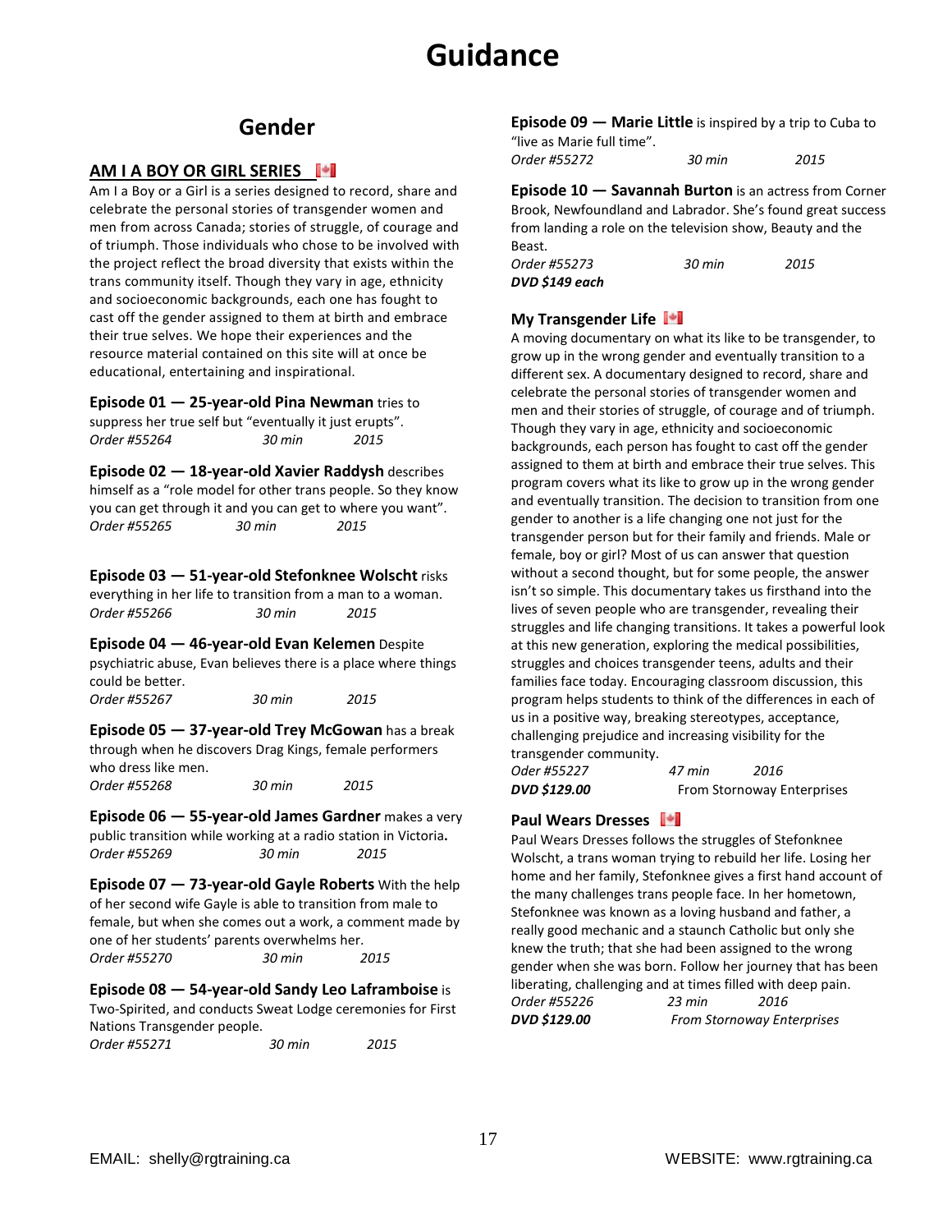# Guidance

## Gender

### AM I A BOY OR GIRL SERIES

Am I a Boy or a Girl is a series designed to record, share and celebrate the personal stories of transgender women and men from across Canada; stories of struggle, of courage and of triumph. Those individuals who chose to be involved with the project reflect the broad diversity that exists within the trans community itself. Though they vary in age, ethnicity and socioeconomic backgrounds, each one has fought to cast off the gender assigned to them at birth and embrace their true selves. We hope their experiences and the resource material contained on this site will at once be educational, entertaining and inspirational.

**Episode 01 — 25-year-old Pina Newman** tries to suppress her true self but "eventually it just erupts".
*Order #55264 30 min 2015*

**Episode 02 — 18-year-old Xavier Raddysh** describes himself as a "role model for other trans people. So they know you can get through it and you can get to where you want".
*Order #55265 30 min 2015*

**Episode 03 — 51-year-old Stefonknee Wolscht** risks everything in her life to transition from a man to a woman.
*Order #55266 30 min 2015*

**Episode 04 — 46-year-old Evan Kelemen** Despite psychiatric abuse, Evan believes there is a place where things could be better.
*Order #55267 30 min 2015*

**Episode 05 — 37-year-old Trey McGowan** has a break through when he discovers Drag Kings, female performers who dress like men.
*Order #55268 30 min 2015*

**Episode 06 — 55-year-old James Gardner** makes a very public transition while working at a radio station in Victoria.
*Order #55269 30 min 2015*

**Episode 07 — 73-year-old Gayle Roberts** With the help of her second wife Gayle is able to transition from male to female, but when she comes out a work, a comment made by one of her students' parents overwhelms her.
*Order #55270 30 min 2015*

**Episode 08 — 54-year-old Sandy Leo Laframboise** is Two-Spirited, and conducts Sweat Lodge ceremonies for First Nations Transgender people.
*Order #55271 30 min 2015*

**Episode 09 — Marie Little** is inspired by a trip to Cuba to "live as Marie full time".
*Order #55272 30 min 2015*

**Episode 10 — Savannah Burton** is an actress from Corner Brook, Newfoundland and Labrador. She's found great success from landing a role on the television show, Beauty and the Beast.
*Order #55273 30 min 2015*
***DVD $149 each***

### My Transgender Life

A moving documentary on what its like to be transgender, to grow up in the wrong gender and eventually transition to a different sex. A documentary designed to record, share and celebrate the personal stories of transgender women and men and their stories of struggle, of courage and of triumph. Though they vary in age, ethnicity and socioeconomic backgrounds, each person has fought to cast off the gender assigned to them at birth and embrace their true selves. This program covers what its like to grow up in the wrong gender and eventually transition. The decision to transition from one gender to another is a life changing one not just for the transgender person but for their family and friends. Male or female, boy or girl? Most of us can answer that question without a second thought, but for some people, the answer isn't so simple. This documentary takes us firsthand into the lives of seven people who are transgender, revealing their struggles and life changing transitions. It takes a powerful look at this new generation, exploring the medical possibilities, struggles and choices transgender teens, adults and their families face today. Encouraging classroom discussion, this program helps students to think of the differences in each of us in a positive way, breaking stereotypes, acceptance, challenging prejudice and increasing visibility for the transgender community.
*Oder #55227 47 min 2016*
***DVD $129.00*** From Stornoway Enterprises

### Paul Wears Dresses

Paul Wears Dresses follows the struggles of Stefonknee Wolscht, a trans woman trying to rebuild her life. Losing her home and her family, Stefonknee gives a first hand account of the many challenges trans people face. In her hometown, Stefonknee was known as a loving husband and father, a really good mechanic and a staunch Catholic but only she knew the truth; that she had been assigned to the wrong gender when she was born. Follow her journey that has been liberating, challenging and at times filled with deep pain.
*Order #55226 23 min 2016*
***DVD $129.00*** *From Stornoway Enterprises*

EMAIL: shelly@rgtraining.ca WEBSITE: www.rgtraining.ca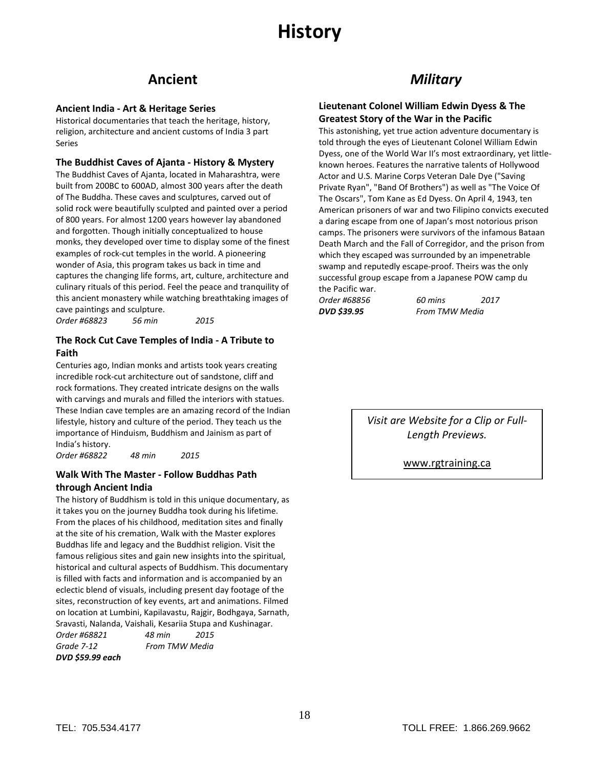# History

## Ancient

### Ancient India - Art & Heritage Series

Historical documentaries that teach the heritage, history, religion, architecture and ancient customs of India 3 part Series

### The Buddhist Caves of Ajanta - History & Mystery

The Buddhist Caves of Ajanta, located in Maharashtra, were built from 200BC to 600AD, almost 300 years after the death of The Buddha. These caves and sculptures, carved out of solid rock were beautifully sculpted and painted over a period of 800 years. For almost 1200 years however lay abandoned and forgotten. Though initially conceptualized to house monks, they developed over time to display some of the finest examples of rock-cut temples in the world. A pioneering wonder of Asia, this program takes us back in time and captures the changing life forms, art, culture, architecture and culinary rituals of this period. Feel the peace and tranquility of this ancient monastery while watching breathtaking images of cave paintings and sculpture.

*Order #68823    56 min    2015*

### The Rock Cut Cave Temples of India - A Tribute to Faith

Centuries ago, Indian monks and artists took years creating incredible rock-cut architecture out of sandstone, cliff and rock formations. They created intricate designs on the walls with carvings and murals and filled the interiors with statues. These Indian cave temples are an amazing record of the Indian lifestyle, history and culture of the period. They teach us the importance of Hinduism, Buddhism and Jainism as part of India's history.

*Order #68822    48 min    2015*

### Walk With The Master - Follow Buddhas Path through Ancient India

The history of Buddhism is told in this unique documentary, as it takes you on the journey Buddha took during his lifetime. From the places of his childhood, meditation sites and finally at the site of his cremation, Walk with the Master explores Buddhas life and legacy and the Buddhist religion. Visit the famous religious sites and gain new insights into the spiritual, historical and cultural aspects of Buddhism. This documentary is filled with facts and information and is accompanied by an eclectic blend of visuals, including present day footage of the sites, reconstruction of key events, art and animations. Filmed on location at Lumbini, Kapilavastu, Rajgir, Bodhgaya, Sarnath, Sravasti, Nalanda, Vaishali, Kesariia Stupa and Kushinagar.

*Order #68821    48 min    2015*
*Grade 7-12    From TMW Media*
***DVD $59.99 each***

## *Military*

### Lieutenant Colonel William Edwin Dyess & The Greatest Story of the War in the Pacific

This astonishing, yet true action adventure documentary is told through the eyes of Lieutenant Colonel William Edwin Dyess, one of the World War II's most extraordinary, yet little-known heroes. Features the narrative talents of Hollywood Actor and U.S. Marine Corps Veteran Dale Dye ("Saving Private Ryan", "Band Of Brothers") as well as "The Voice Of The Oscars", Tom Kane as Ed Dyess. On April 4, 1943, ten American prisoners of war and two Filipino convicts executed a daring escape from one of Japan's most notorious prison camps. The prisoners were survivors of the infamous Bataan Death March and the Fall of Corregidor, and the prison from which they escaped was surrounded by an impenetrable swamp and reputedly escape-proof. Theirs was the only successful group escape from a Japanese POW camp du the Pacific war.

*Order #68856    60 mins    2017*
***DVD $39.95***    *From TMW Media*

*Visit are Website for a Clip or Full-Length Previews.*

www.rgtraining.ca

TEL: 705.534.4177    TOLL FREE: 1.866.269.9662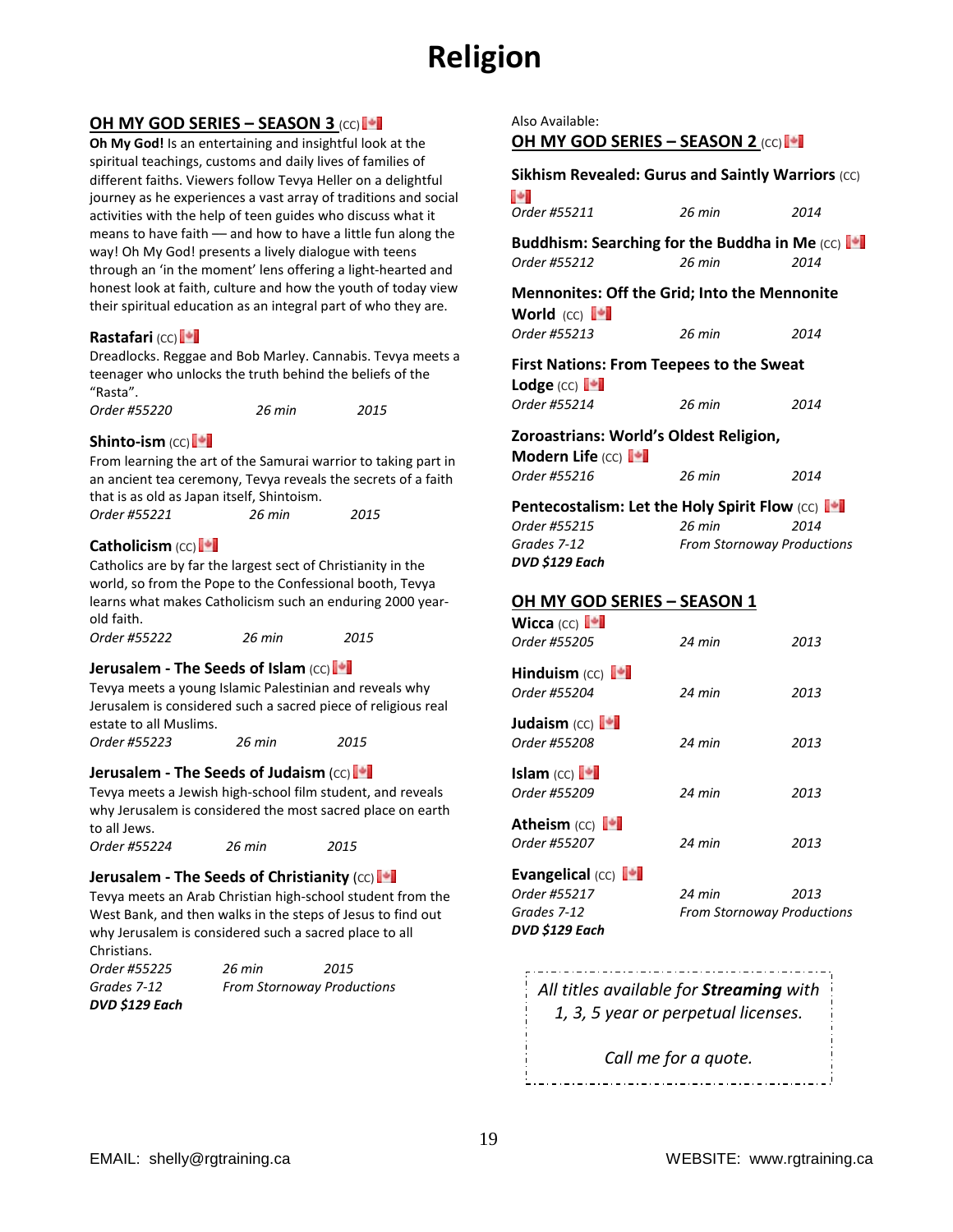# Religion

## OH MY GOD SERIES – SEASON 3 (CC)

**Oh My God!** Is an entertaining and insightful look at the spiritual teachings, customs and daily lives of families of different faiths. Viewers follow Tevya Heller on a delightful journey as he experiences a vast array of traditions and social activities with the help of teen guides who discuss what it means to have faith — and how to have a little fun along the way! Oh My God! presents a lively dialogue with teens through an 'in the moment' lens offering a light-hearted and honest look at faith, culture and how the youth of today view their spiritual education as an integral part of who they are.

**Rastafari** (CC)
Dreadlocks. Reggae and Bob Marley. Cannabis. Tevya meets a teenager who unlocks the truth behind the beliefs of the "Rasta".
*Order #55220 — 26 min — 2015*

**Shinto-ism** (CC)
From learning the art of the Samurai warrior to taking part in an ancient tea ceremony, Tevya reveals the secrets of a faith that is as old as Japan itself, Shintoism.
*Order #55221 — 26 min — 2015*

**Catholicism** (CC)
Catholics are by far the largest sect of Christianity in the world, so from the Pope to the Confessional booth, Tevya learns what makes Catholicism such an enduring 2000 year-old faith.
*Order #55222 — 26 min — 2015*

**Jerusalem - The Seeds of Islam** (CC)
Tevya meets a young Islamic Palestinian and reveals why Jerusalem is considered such a sacred piece of religious real estate to all Muslims.
*Order #55223 — 26 min — 2015*

**Jerusalem - The Seeds of Judaism** (CC)
Tevya meets a Jewish high-school film student, and reveals why Jerusalem is considered the most sacred place on earth to all Jews.
*Order #55224 — 26 min — 2015*

**Jerusalem - The Seeds of Christianity** (CC)
Tevya meets an Arab Christian high-school student from the West Bank, and then walks in the steps of Jesus to find out why Jerusalem is considered such a sacred place to all Christians.
*Order #55225 — 26 min — 2015*
*Grades 7-12 — From Stornoway Productions*
***DVD $129 Each***

Also Available:

## OH MY GOD SERIES – SEASON 2 (CC)

**Sikhism Revealed: Gurus and Saintly Warriors** (CC)
*Order #55211 — 26 min — 2014*

**Buddhism: Searching for the Buddha in Me** (CC)
*Order #55212 — 26 min — 2014*

**Mennonites: Off the Grid; Into the Mennonite World** (CC)
*Order #55213 — 26 min — 2014*

**First Nations: From Teepees to the Sweat Lodge** (CC)
*Order #55214 — 26 min — 2014*

**Zoroastrians: World's Oldest Religion, Modern Life** (CC)
*Order #55216 — 26 min — 2014*

**Pentecostalism: Let the Holy Spirit Flow** (CC)
*Order #55215 — 26 min — 2014*
*Grades 7-12 — From Stornoway Productions*
***DVD $129 Each***

## OH MY GOD SERIES – SEASON 1

**Wicca** (CC)
*Order #55205 — 24 min — 2013*

**Hinduism** (CC)
*Order #55204 — 24 min — 2013*

**Judaism** (CC)
*Order #55208 — 24 min — 2013*

**Islam** (CC)
*Order #55209 — 24 min — 2013*

**Atheism** (CC)
*Order #55207 — 24 min — 2013*

**Evangelical** (CC)
*Order #55217 — 24 min — 2013*
*Grades 7-12 — From Stornoway Productions*
***DVD $129 Each***

*All titles available for **Streaming** with 1, 3, 5 year or perpetual licenses.*

*Call me for a quote.*

EMAIL: shelly@rgtraining.ca WEBSITE: www.rgtraining.ca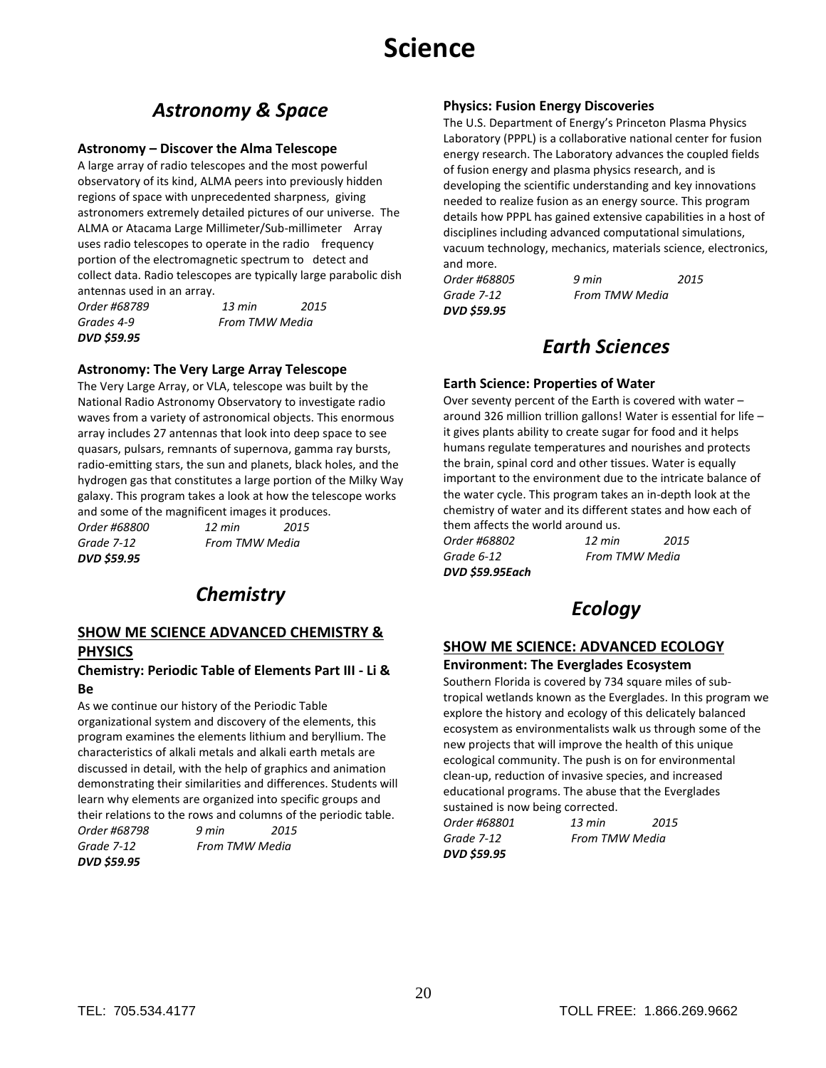# Science

## Astronomy & Space

### Astronomy – Discover the Alma Telescope

A large array of radio telescopes and the most powerful observatory of its kind, ALMA peers into previously hidden regions of space with unprecedented sharpness, giving astronomers extremely detailed pictures of our universe. The ALMA or Atacama Large Millimeter/Sub-millimeter Array uses radio telescopes to operate in the radio frequency portion of the electromagnetic spectrum to detect and collect data. Radio telescopes are typically large parabolic dish antennas used in an array.

*Order #68789 13 min 2015*
*Grades 4-9 From TMW Media*
***DVD $59.95***

### Astronomy: The Very Large Array Telescope

The Very Large Array, or VLA, telescope was built by the National Radio Astronomy Observatory to investigate radio waves from a variety of astronomical objects. This enormous array includes 27 antennas that look into deep space to see quasars, pulsars, remnants of supernova, gamma ray bursts, radio-emitting stars, the sun and planets, black holes, and the hydrogen gas that constitutes a large portion of the Milky Way galaxy. This program takes a look at how the telescope works and some of the magnificent images it produces.

*Order #68800 12 min 2015*
*Grade 7-12 From TMW Media*
***DVD $59.95***

## Chemistry

### SHOW ME SCIENCE ADVANCED CHEMISTRY & PHYSICS

### Chemistry: Periodic Table of Elements Part III - Li & Be

As we continue our history of the Periodic Table organizational system and discovery of the elements, this program examines the elements lithium and beryllium. The characteristics of alkali metals and alkali earth metals are discussed in detail, with the help of graphics and animation demonstrating their similarities and differences. Students will learn why elements are organized into specific groups and their relations to the rows and columns of the periodic table.

*Order #68798 9 min 2015*
*Grade 7-12 From TMW Media*
***DVD $59.95***

### Physics: Fusion Energy Discoveries

The U.S. Department of Energy's Princeton Plasma Physics Laboratory (PPPL) is a collaborative national center for fusion energy research. The Laboratory advances the coupled fields of fusion energy and plasma physics research, and is developing the scientific understanding and key innovations needed to realize fusion as an energy source. This program details how PPPL has gained extensive capabilities in a host of disciplines including advanced computational simulations, vacuum technology, mechanics, materials science, electronics, and more.

*Order #68805 9 min 2015*
*Grade 7-12 From TMW Media*
***DVD $59.95***

## Earth Sciences

### Earth Science: Properties of Water

Over seventy percent of the Earth is covered with water – around 326 million trillion gallons! Water is essential for life – it gives plants ability to create sugar for food and it helps humans regulate temperatures and nourishes and protects the brain, spinal cord and other tissues. Water is equally important to the environment due to the intricate balance of the water cycle. This program takes an in-depth look at the chemistry of water and its different states and how each of them affects the world around us.

*Order #68802 12 min 2015*
*Grade 6-12 From TMW Media*
***DVD $59.95Each***

## Ecology

### SHOW ME SCIENCE: ADVANCED ECOLOGY

### Environment: The Everglades Ecosystem

Southern Florida is covered by 734 square miles of sub-tropical wetlands known as the Everglades. In this program we explore the history and ecology of this delicately balanced ecosystem as environmentalists walk us through some of the new projects that will improve the health of this unique ecological community. The push is on for environmental clean-up, reduction of invasive species, and increased educational programs. The abuse that the Everglades sustained is now being corrected.

*Order #68801 13 min 2015*
*Grade 7-12 From TMW Media*
***DVD $59.95***

TEL: 705.534.4177 TOLL FREE: 1.866.269.9662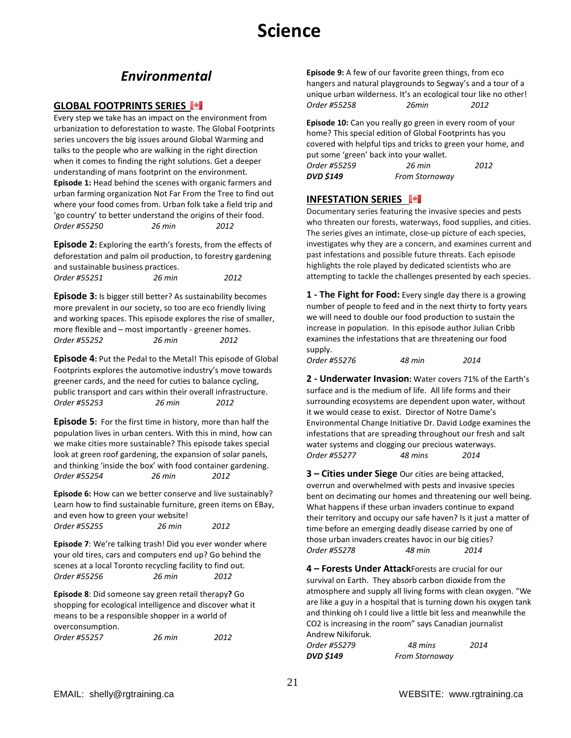# Science

## *Environmental*

### GLOBAL FOOTPRINTS SERIES

Every step we take has an impact on the environment from urbanization to deforestation to waste. The Global Footprints series uncovers the big issues around Global Warming and talks to the people who are walking in the right direction when it comes to finding the right solutions. Get a deeper understanding of mans footprint on the environment.

**Episode 1:** Head behind the scenes with organic farmers and urban farming organization Not Far From the Tree to find out where your food comes from. Urban folk take a field trip and 'go country' to better understand the origins of their food.
*Order #55250 26 min 2012*

**Episode 2:** Exploring the earth's forests, from the effects of deforestation and palm oil production, to forestry gardening and sustainable business practices.
*Order #55251 26 min 2012*

**Episode 3:** Is bigger still better? As sustainability becomes more prevalent in our society, so too are eco friendly living and working spaces. This episode explores the rise of smaller, more flexible and – most importantly - greener homes.
*Order #55252 26 min 2012*

**Episode 4:** Put the Pedal to the Metal! This episode of Global Footprints explores the automotive industry's move towards greener cards, and the need for cuties to balance cycling, public transport and cars within their overall infrastructure.
*Order #55253 26 min 2012*

**Episode 5:** For the first time in history, more than half the population lives in urban centers. With this in mind, how can we make cities more sustainable? This episode takes special look at green roof gardening, the expansion of solar panels, and thinking 'inside the box' with food container gardening.
*Order #55254 26 min 2012*

**Episode 6:** How can we better conserve and live sustainably? Learn how to find sustainable furniture, green items on EBay, and even how to green your website!
*Order #55255 26 min 2012*

**Episode 7**: We're talking trash! Did you ever wonder where your old tires, cars and computers end up? Go behind the scenes at a local Toronto recycling facility to find out.
*Order #55256 26 min 2012*

**Episode 8**: Did someone say green retail therapy**?** Go shopping for ecological intelligence and discover what it means to be a responsible shopper in a world of overconsumption.
*Order #55257 26 min 2012*

**Episode 9:** A few of our favorite green things, from eco hangers and natural playgrounds to Segway's and a tour of a unique urban wilderness. It's an ecological tour like no other!
*Order #55258 26min 2012*

**Episode 10:** Can you really go green in every room of your home? This special edition of Global Footprints has you covered with helpful tips and tricks to green your home, and put some 'green' back into your wallet.
*Order #55259 26 min 2012*
***DVD $149*** *From Stornoway*

### INFESTATION SERIES

Documentary series featuring the invasive species and pests who threaten our forests, waterways, food supplies, and cities. The series gives an intimate, close-up picture of each species, investigates why they are a concern, and examines current and past infestations and possible future threats. Each episode highlights the role played by dedicated scientists who are attempting to tackle the challenges presented by each species.

**1 - The Fight for Food:** Every single day there is a growing number of people to feed and in the next thirty to forty years we will need to double our food production to sustain the increase in population. In this episode author Julian Cribb examines the infestations that are threatening our food supply.
*Order #55276 48 min 2014*

**2 - Underwater Invasion:** Water covers 71% of the Earth's surface and is the medium of life. All life forms and their surrounding ecosystems are dependent upon water, without it we would cease to exist. Director of Notre Dame's Environmental Change Initiative Dr. David Lodge examines the infestations that are spreading throughout our fresh and salt water systems and clogging our precious waterways.
*Order #55277 48 mins 2014*

**3 – Cities under Siege** Our cities are being attacked, overrun and overwhelmed with pests and invasive species bent on decimating our homes and threatening our well being. What happens if these urban invaders continue to expand their territory and occupy our safe haven? Is it just a matter of time before an emerging deadly disease carried by one of those urban invaders creates havoc in our big cities?
*Order #55278 48 min 2014*

**4 – Forests Under Attack**Forests are crucial for our survival on Earth. They absorb carbon dioxide from the atmosphere and supply all living forms with clean oxygen. "We are like a guy in a hospital that is turning down his oxygen tank and thinking oh I could live a little bit less and meanwhile the CO2 is increasing in the room" says Canadian journalist Andrew Nikiforuk.
*Order #55279 48 mins 2014*
***DVD $149*** *From Stornoway*

EMAIL: shelly@rgtraining.ca WEBSITE: www.rgtraining.ca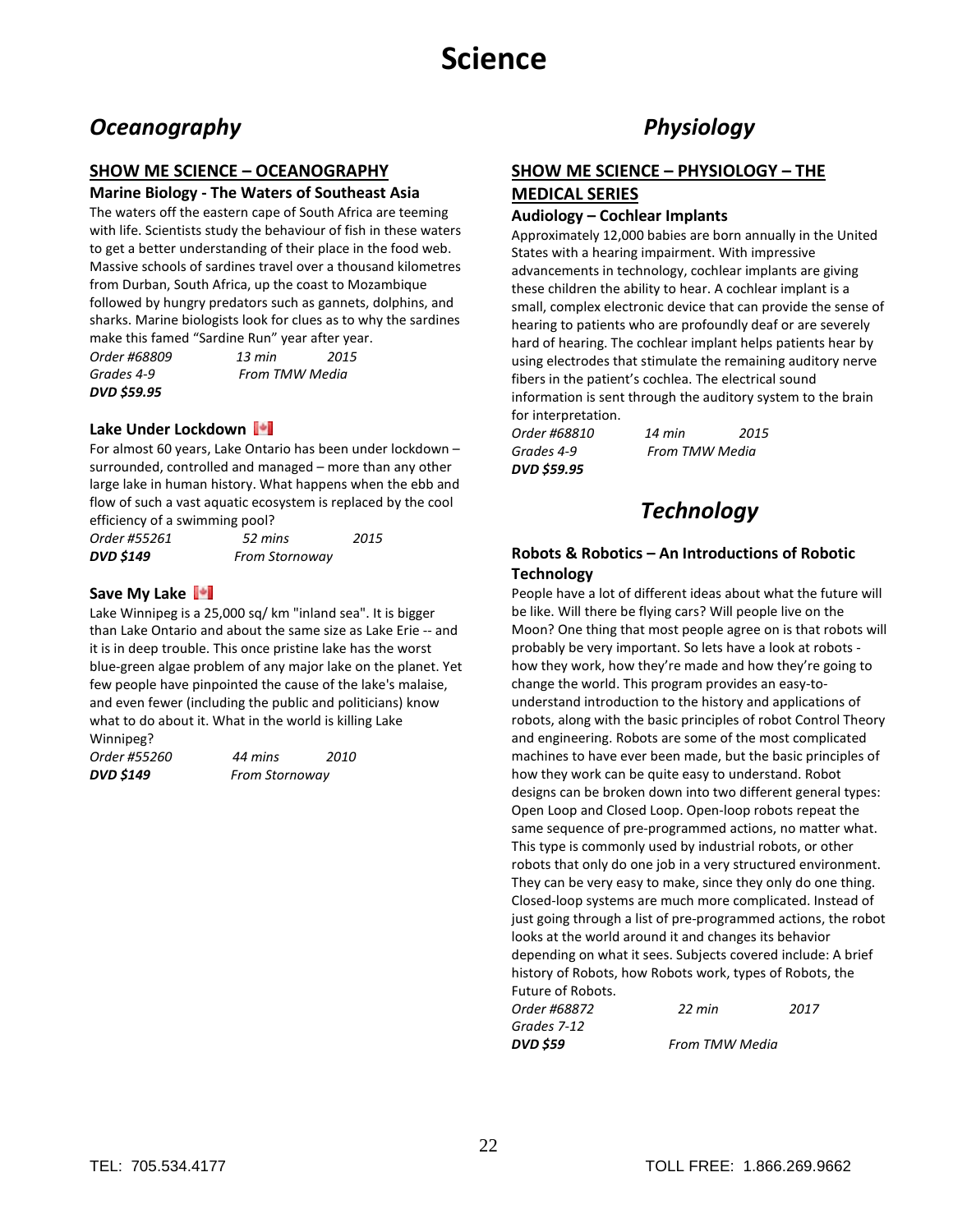# Science

## Oceanography

### SHOW ME SCIENCE – OCEANOGRAPHY

**Marine Biology - The Waters of Southeast Asia**

The waters off the eastern cape of South Africa are teeming with life. Scientists study the behaviour of fish in these waters to get a better understanding of their place in the food web. Massive schools of sardines travel over a thousand kilometres from Durban, South Africa, up the coast to Mozambique followed by hungry predators such as gannets, dolphins, and sharks. Marine biologists look for clues as to why the sardines make this famed "Sardine Run" year after year.

*Order #68809* *13 min* *2015*
*Grades 4-9* *From TMW Media*
***DVD $59.95***

**Lake Under Lockdown**

For almost 60 years, Lake Ontario has been under lockdown – surrounded, controlled and managed – more than any other large lake in human history. What happens when the ebb and flow of such a vast aquatic ecosystem is replaced by the cool efficiency of a swimming pool?

*Order #55261* *52 mins* *2015*
***DVD $149*** *From Stornoway*

**Save My Lake**

Lake Winnipeg is a 25,000 sq/ km "inland sea". It is bigger than Lake Ontario and about the same size as Lake Erie -- and it is in deep trouble. This once pristine lake has the worst blue-green algae problem of any major lake on the planet. Yet few people have pinpointed the cause of the lake's malaise, and even fewer (including the public and politicians) know what to do about it. What in the world is killing Lake Winnipeg?

*Order #55260* *44 mins* *2010*
***DVD $149*** *From Stornoway*

## Physiology

### SHOW ME SCIENCE – PHYSIOLOGY – THE MEDICAL SERIES

**Audiology – Cochlear Implants**

Approximately 12,000 babies are born annually in the United States with a hearing impairment. With impressive advancements in technology, cochlear implants are giving these children the ability to hear. A cochlear implant is a small, complex electronic device that can provide the sense of hearing to patients who are profoundly deaf or are severely hard of hearing. The cochlear implant helps patients hear by using electrodes that stimulate the remaining auditory nerve fibers in the patient's cochlea. The electrical sound information is sent through the auditory system to the brain for interpretation.

*Order #68810* *14 min* *2015*
*Grades 4-9* *From TMW Media*
***DVD $59.95***

## Technology

**Robots & Robotics – An Introductions of Robotic Technology**

People have a lot of different ideas about what the future will be like. Will there be flying cars? Will people live on the Moon? One thing that most people agree on is that robots will probably be very important. So lets have a look at robots - how they work, how they're made and how they're going to change the world. This program provides an easy-to-understand introduction to the history and applications of robots, along with the basic principles of robot Control Theory and engineering. Robots are some of the most complicated machines to have ever been made, but the basic principles of how they work can be quite easy to understand. Robot designs can be broken down into two different general types: Open Loop and Closed Loop. Open-loop robots repeat the same sequence of pre-programmed actions, no matter what. This type is commonly used by industrial robots, or other robots that only do one job in a very structured environment. They can be very easy to make, since they only do one thing. Closed-loop systems are much more complicated. Instead of just going through a list of pre-programmed actions, the robot looks at the world around it and changes its behavior depending on what it sees. Subjects covered include: A brief history of Robots, how Robots work, types of Robots, the Future of Robots.

*Order #68872* *22 min* *2017*
*Grades 7-12*
***DVD $59*** *From TMW Media*

TEL: 705.534.4177 TOLL FREE: 1.866.269.9662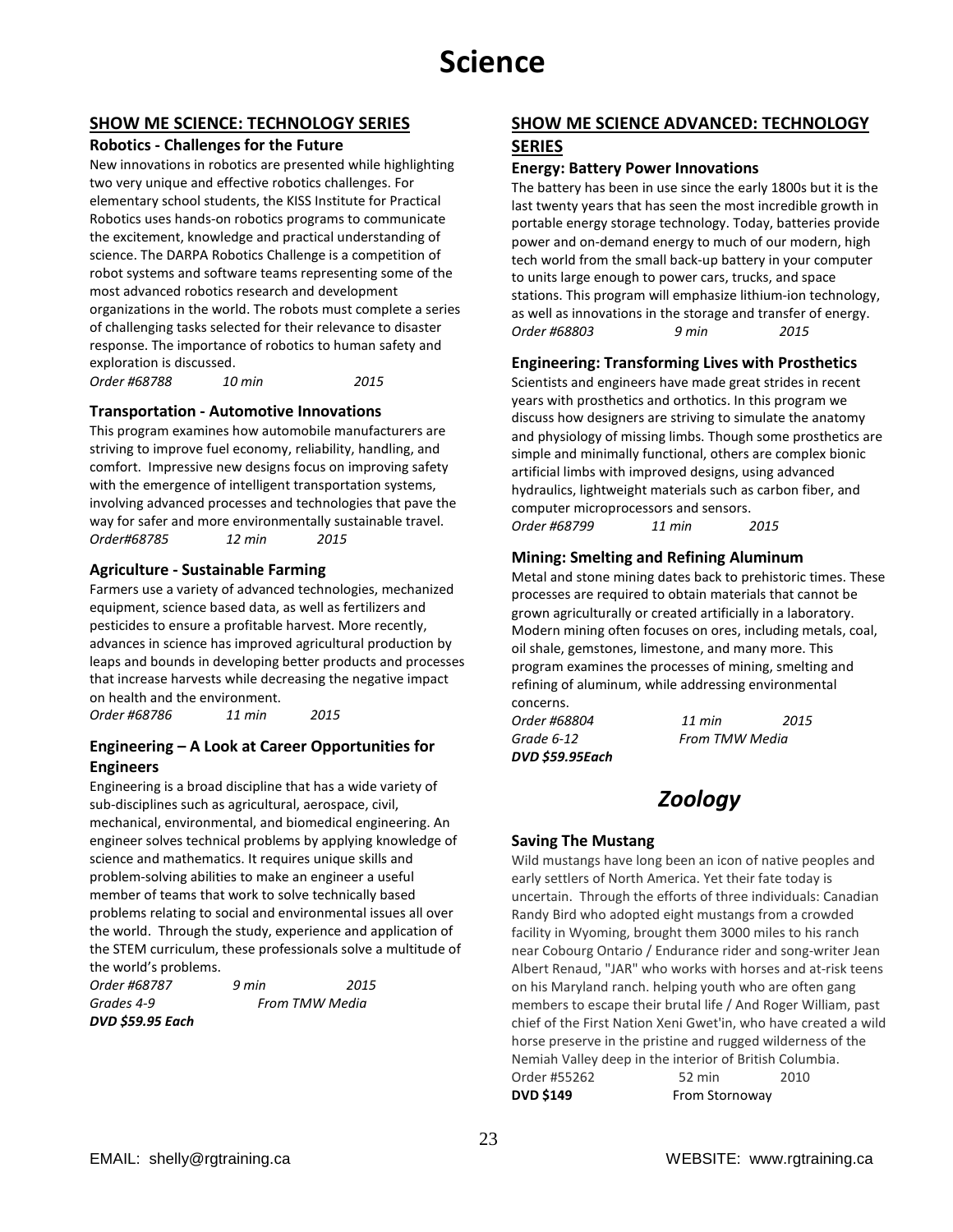# Science

## SHOW ME SCIENCE: TECHNOLOGY SERIES

### Robotics - Challenges for the Future

New innovations in robotics are presented while highlighting two very unique and effective robotics challenges. For elementary school students, the KISS Institute for Practical Robotics uses hands-on robotics programs to communicate the excitement, knowledge and practical understanding of science. The DARPA Robotics Challenge is a competition of robot systems and software teams representing some of the most advanced robotics research and development organizations in the world. The robots must complete a series of challenging tasks selected for their relevance to disaster response. The importance of robotics to human safety and exploration is discussed.

*Order #68788 10 min 2015*

### Transportation - Automotive Innovations

This program examines how automobile manufacturers are striving to improve fuel economy, reliability, handling, and comfort. Impressive new designs focus on improving safety with the emergence of intelligent transportation systems, involving advanced processes and technologies that pave the way for safer and more environmentally sustainable travel.

*Order#68785 12 min 2015*

### Agriculture - Sustainable Farming

Farmers use a variety of advanced technologies, mechanized equipment, science based data, as well as fertilizers and pesticides to ensure a profitable harvest. More recently, advances in science has improved agricultural production by leaps and bounds in developing better products and processes that increase harvests while decreasing the negative impact on health and the environment.

*Order #68786 11 min 2015*

### Engineering – A Look at Career Opportunities for Engineers

Engineering is a broad discipline that has a wide variety of sub-disciplines such as agricultural, aerospace, civil, mechanical, environmental, and biomedical engineering. An engineer solves technical problems by applying knowledge of science and mathematics. It requires unique skills and problem-solving abilities to make an engineer a useful member of teams that work to solve technically based problems relating to social and environmental issues all over the world. Through the study, experience and application of the STEM curriculum, these professionals solve a multitude of the world's problems.

*Order #68787 9 min 2015*
*Grades 4-9 From TMW Media*
***DVD $59.95 Each***

## SHOW ME SCIENCE ADVANCED: TECHNOLOGY SERIES

### Energy: Battery Power Innovations

The battery has been in use since the early 1800s but it is the last twenty years that has seen the most incredible growth in portable energy storage technology. Today, batteries provide power and on-demand energy to much of our modern, high tech world from the small back-up battery in your computer to units large enough to power cars, trucks, and space stations. This program will emphasize lithium-ion technology, as well as innovations in the storage and transfer of energy.

*Order #68803 9 min 2015*

### Engineering: Transforming Lives with Prosthetics

Scientists and engineers have made great strides in recent years with prosthetics and orthotics. In this program we discuss how designers are striving to simulate the anatomy and physiology of missing limbs. Though some prosthetics are simple and minimally functional, others are complex bionic artificial limbs with improved designs, using advanced hydraulics, lightweight materials such as carbon fiber, and computer microprocessors and sensors.

*Order #68799 11 min 2015*

### Mining: Smelting and Refining Aluminum

Metal and stone mining dates back to prehistoric times. These processes are required to obtain materials that cannot be grown agriculturally or created artificially in a laboratory. Modern mining often focuses on ores, including metals, coal, oil shale, gemstones, limestone, and many more. This program examines the processes of mining, smelting and refining of aluminum, while addressing environmental concerns.

*Order #68804 11 min 2015*
*Grade 6-12 From TMW Media*
***DVD $59.95Each***

## *Zoology*

### Saving The Mustang

Wild mustangs have long been an icon of native peoples and early settlers of North America. Yet their fate today is uncertain. Through the efforts of three individuals: Canadian Randy Bird who adopted eight mustangs from a crowded facility in Wyoming, brought them 3000 miles to his ranch near Cobourg Ontario / Endurance rider and song-writer Jean Albert Renaud, "JAR" who works with horses and at-risk teens on his Maryland ranch. helping youth who are often gang members to escape their brutal life / And Roger William, past chief of the First Nation Xeni Gwet'in, who have created a wild horse preserve in the pristine and rugged wilderness of the Nemiah Valley deep in the interior of British Columbia.

Order #55262 52 min 2010
**DVD $149** From Stornoway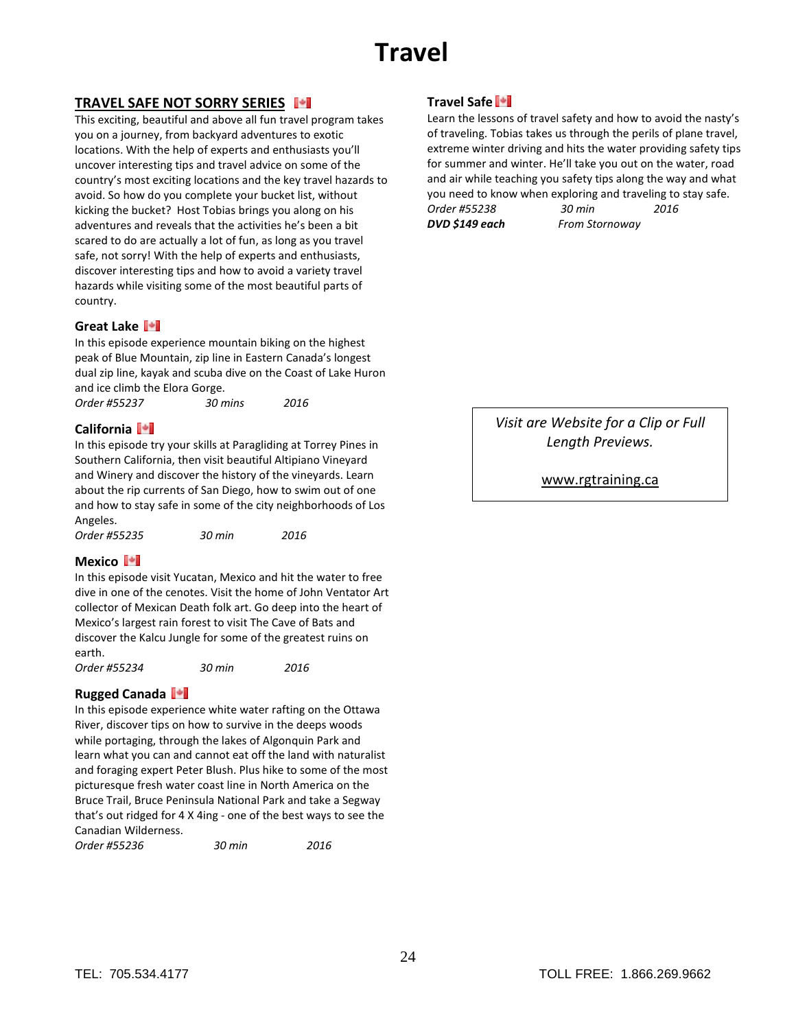# Travel

## TRAVEL SAFE NOT SORRY SERIES

This exciting, beautiful and above all fun travel program takes you on a journey, from backyard adventures to exotic locations. With the help of experts and enthusiasts you'll uncover interesting tips and travel advice on some of the country's most exciting locations and the key travel hazards to avoid. So how do you complete your bucket list, without kicking the bucket? Host Tobias brings you along on his adventures and reveals that the activities he's been a bit scared to do are actually a lot of fun, as long as you travel safe, not sorry! With the help of experts and enthusiasts, discover interesting tips and how to avoid a variety travel hazards while visiting some of the most beautiful parts of country.

### Great Lake

In this episode experience mountain biking on the highest peak of Blue Mountain, zip line in Eastern Canada's longest dual zip line, kayak and scuba dive on the Coast of Lake Huron and ice climb the Elora Gorge.

*Order #55237 30 mins 2016*

### California

In this episode try your skills at Paragliding at Torrey Pines in Southern California, then visit beautiful Altipiano Vineyard and Winery and discover the history of the vineyards. Learn about the rip currents of San Diego, how to swim out of one and how to stay safe in some of the city neighborhoods of Los Angeles.

*Order #55235 30 min 2016*

### Mexico

In this episode visit Yucatan, Mexico and hit the water to free dive in one of the cenotes. Visit the home of John Ventator Art collector of Mexican Death folk art. Go deep into the heart of Mexico's largest rain forest to visit The Cave of Bats and discover the Kalcu Jungle for some of the greatest ruins on earth.

*Order #55234 30 min 2016*

### Rugged Canada

In this episode experience white water rafting on the Ottawa River, discover tips on how to survive in the deeps woods while portaging, through the lakes of Algonquin Park and learn what you can and cannot eat off the land with naturalist and foraging expert Peter Blush. Plus hike to some of the most picturesque fresh water coast line in North America on the Bruce Trail, Bruce Peninsula National Park and take a Segway that's out ridged for 4 X 4ing - one of the best ways to see the Canadian Wilderness.

*Order #55236 30 min 2016*

### Travel Safe

Learn the lessons of travel safety and how to avoid the nasty's of traveling. Tobias takes us through the perils of plane travel, extreme winter driving and hits the water providing safety tips for summer and winter. He'll take you out on the water, road and air while teaching you safety tips along the way and what you need to know when exploring and traveling to stay safe.

*Order #55238 30 min 2016*

***DVD $149 each*** *From Stornoway*

*Visit are Website for a Clip or Full Length Previews.*

www.rgtraining.ca

TEL: 705.534.4177 TOLL FREE: 1.866.269.9662